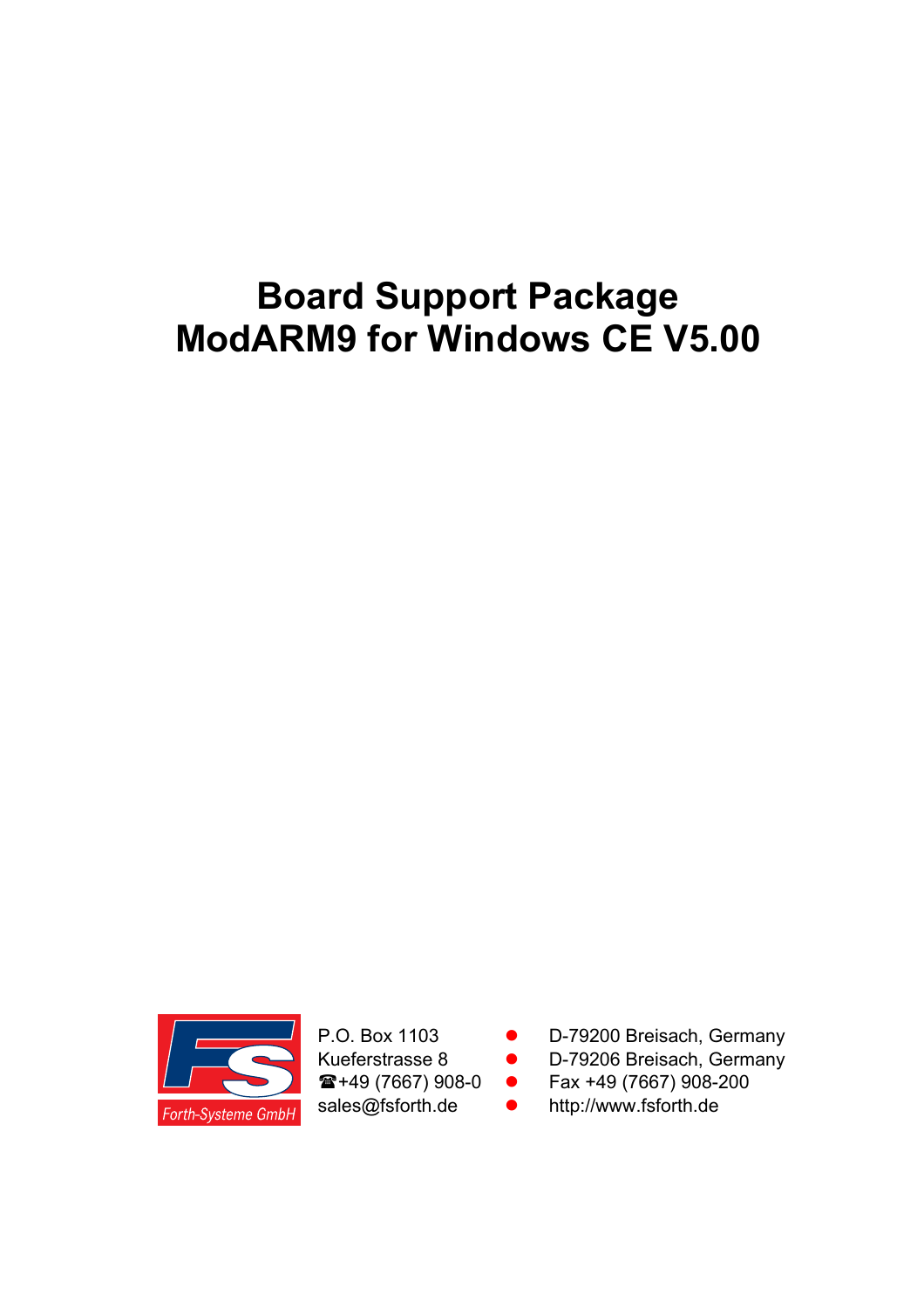# Board Support Package ModARM9 for Windows CE V5.00

Forth-Systeme GmbH

P.O. Box 1103 ● D-79200 Breisach, Germany
Kueferstrasse 8 ● D-79206 Breisach, Germany
☎+49 (7667) 908-0 ● Fax +49 (7667) 908-200
sales@fsforth.de ● http://www.fsforth.de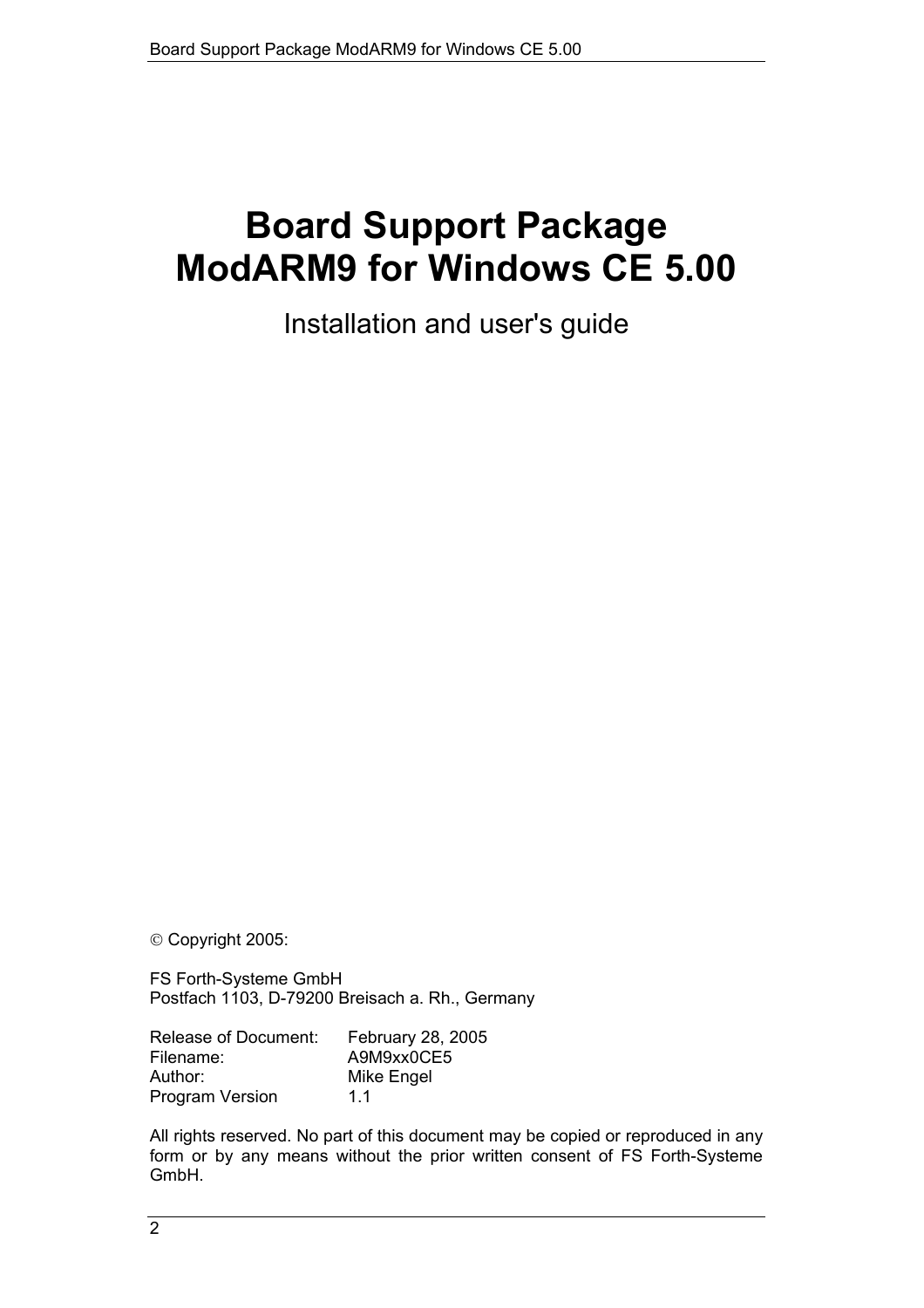# Board Support Package ModARM9 for Windows CE 5.00

Installation and user's guide

© Copyright 2005:

FS Forth-Systeme GmbH
Postfach 1103, D-79200 Breisach a. Rh., Germany

| | |
|---|---|
| Release of Document: | February 28, 2005 |
| Filename: | A9M9xx0CE5 |
| Author: | Mike Engel |
| Program Version | 1.1 |

All rights reserved. No part of this document may be copied or reproduced in any form or by any means without the prior written consent of FS Forth-Systeme GmbH.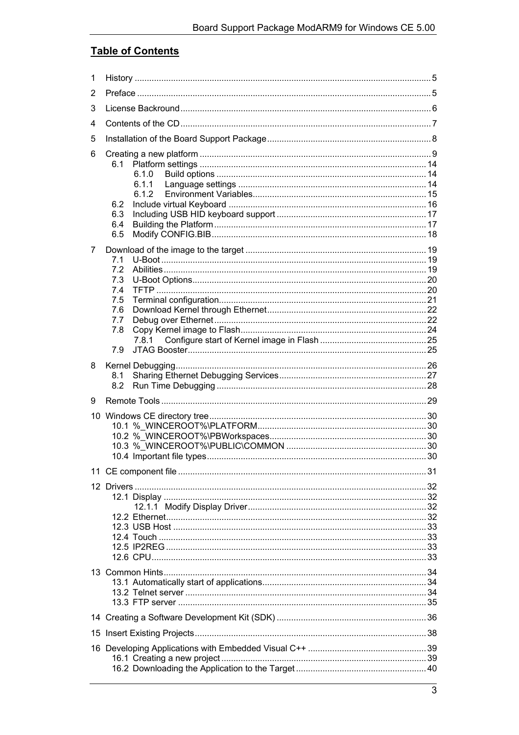## Table of Contents

1 History ........................................................................................................................ 5
2 Preface ........................................................................................................................ 5
3 License Backround ...................................................................................................... 6
4 Contents of the CD ...................................................................................................... 7
5 Installation of the Board Support Package ................................................................... 8
6 Creating a new platform .............................................................................................. 9
  6.1 Platform settings ............................................................................................. 14
    6.1.0 Build options ...................................................................................... 14
    6.1.1 Language settings ............................................................................. 14
    6.1.2 Environment Variables ....................................................................... 15
  6.2 Include virtual Keyboard ................................................................................. 16
  6.3 Including USB HID keyboard support ............................................................. 17
  6.4 Building the Platform ....................................................................................... 17
  6.5 Modify CONFIG.BIB ........................................................................................ 18
7 Download of the image to the target .......................................................................... 19
  7.1 U-Boot ............................................................................................................ 19
  7.2 Abilities ........................................................................................................... 19
  7.3 U-Boot Options ................................................................................................ 20
  7.4 TFTP ............................................................................................................... 20
  7.5 Terminal configuration ..................................................................................... 21
  7.6 Download Kernel through Ethernet ................................................................. 22
  7.7 Debug over Ethernet ....................................................................................... 22
  7.8 Copy Kernel image to Flash ............................................................................ 24
    7.8.1 Configure start of Kernel image in Flash ............................................ 25
  7.9 JTAG Booster ................................................................................................... 25
8 Kernel Debugging ....................................................................................................... 26
  8.1 Sharing Ethernet Debugging Services ............................................................ 27
  8.2 Run Time Debugging ...................................................................................... 28
9 Remote Tools ............................................................................................................. 29
10 Windows CE directory tree ......................................................................................... 30
  10.1 %_WINCEROOT%\PLATFORM ..................................................................... 30
  10.2 %_WINCEROOT%\PBWorkspaces ................................................................ 30
  10.3 %_WINCEROOT%\PUBLIC\COMMON .......................................................... 30
  10.4 Important file types .......................................................................................... 30
11 CE component file ..................................................................................................... 31
12 Drivers ....................................................................................................................... 32
  12.1 Display ............................................................................................................ 32
    12.1.1 Modify Display Driver ......................................................................... 32
  12.2 Ethernet .......................................................................................................... 32
  12.3 USB Host ....................................................................................................... 33
  12.4 Touch ............................................................................................................. 33
  12.5 IP2REG .......................................................................................................... 33
  12.6 CPU ................................................................................................................ 33
13 Common Hints ............................................................................................................ 34
  13.1 Automatically start of applications ................................................................... 34
  13.2 Telnet server ................................................................................................... 34
  13.3 FTP server ...................................................................................................... 35
14 Creating a Software Development Kit (SDK) ............................................................. 36
15 Insert Existing Projects ............................................................................................... 38
16 Developing Applications with Embedded Visual C++ ................................................. 39
  16.1 Creating a new project .................................................................................... 39
  16.2 Downloading the Application to the Target ...................................................... 40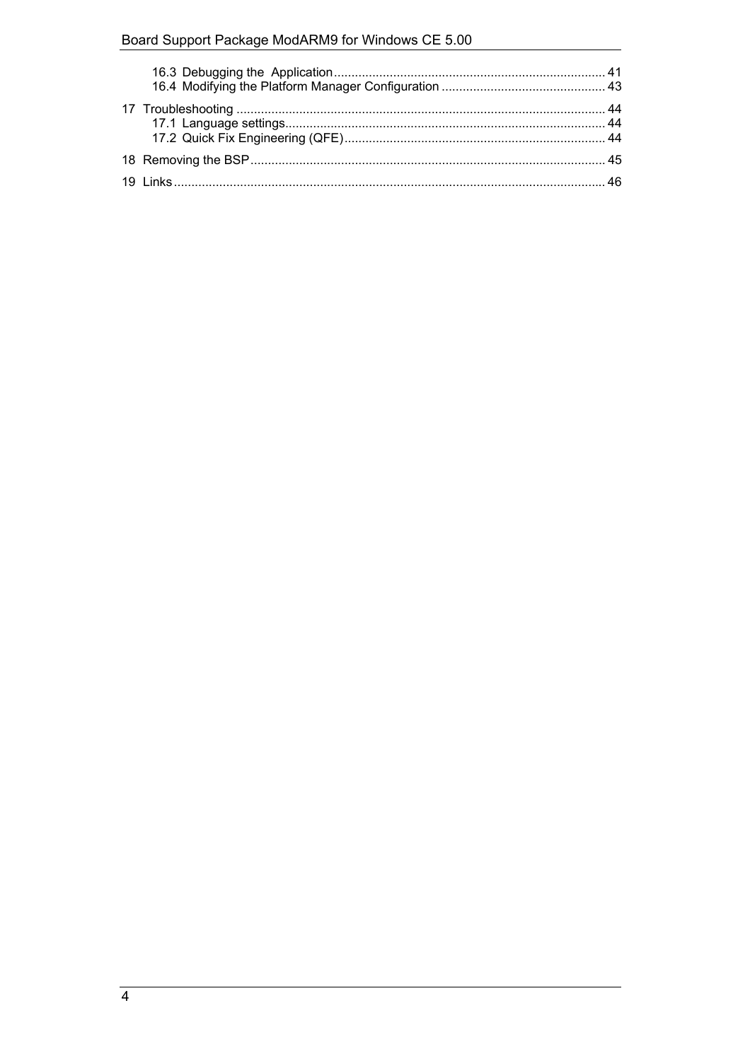16.3 Debugging the Application ............................................................................. 41
16.4 Modifying the Platform Manager Configuration ............................................... 43

17 Troubleshooting .......................................................................................................... 44
17.1 Language settings............................................................................................ 44
17.2 Quick Fix Engineering (QFE)........................................................................... 44

18 Removing the BSP..................................................................................................... 45

19 Links........................................................................................................................... 46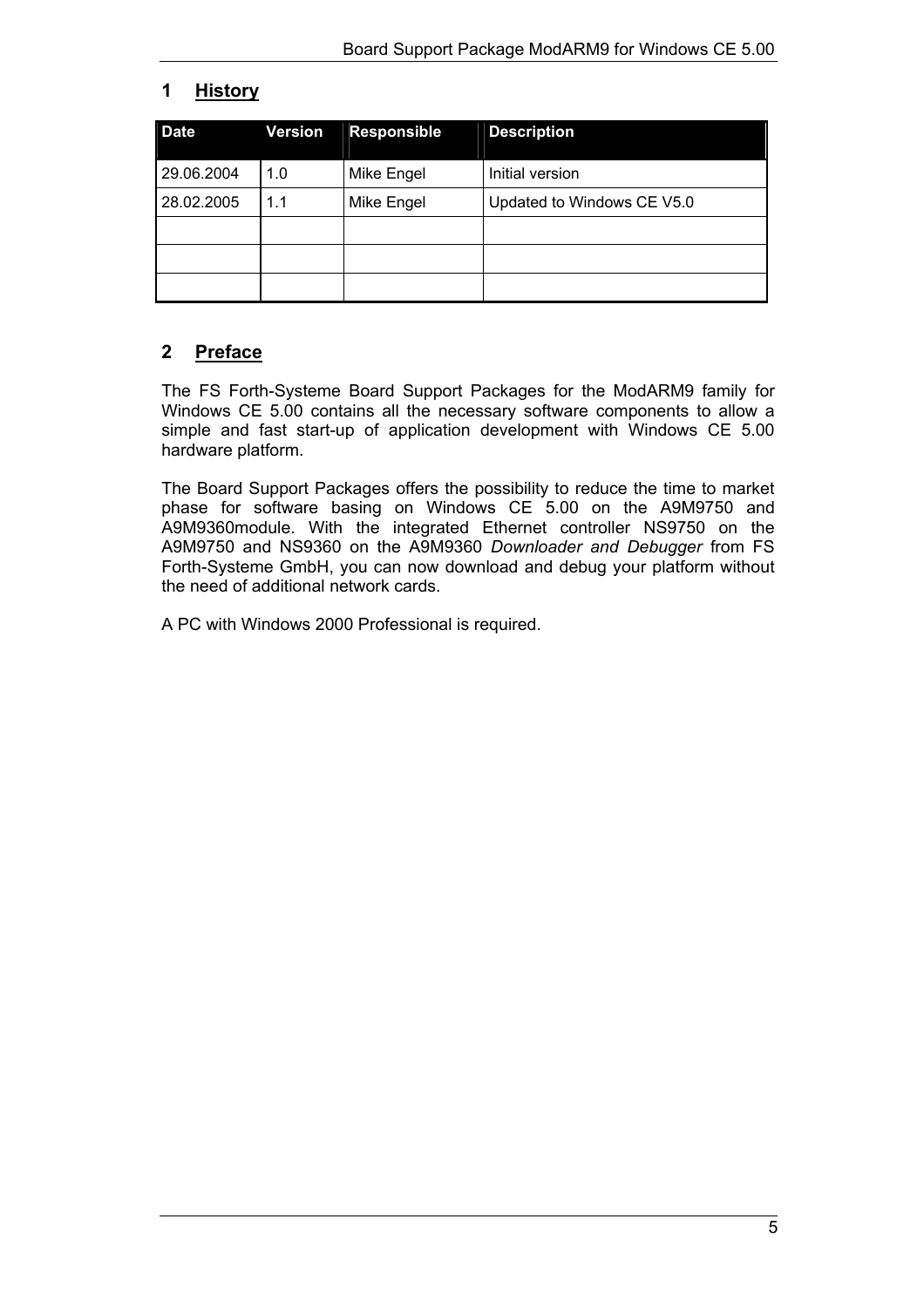# 1 History

| Date | Version | Responsible | Description |
|---|---|---|---|
| 29.06.2004 | 1.0 | Mike Engel | Initial version |
| 28.02.2005 | 1.1 | Mike Engel | Updated to Windows CE V5.0 |
| | | | |
| | | | |
| | | | |

# 2 Preface

The FS Forth-Systeme Board Support Packages for the ModARM9 family for Windows CE 5.00 contains all the necessary software components to allow a simple and fast start-up of application development with Windows CE 5.00 hardware platform.

The Board Support Packages offers the possibility to reduce the time to market phase for software basing on Windows CE 5.00 on the A9M9750 and A9M9360module. With the integrated Ethernet controller NS9750 on the A9M9750 and NS9360 on the A9M9360 *Downloader and Debugger* from FS Forth-Systeme GmbH, you can now download and debug your platform without the need of additional network cards.

A PC with Windows 2000 Professional is required.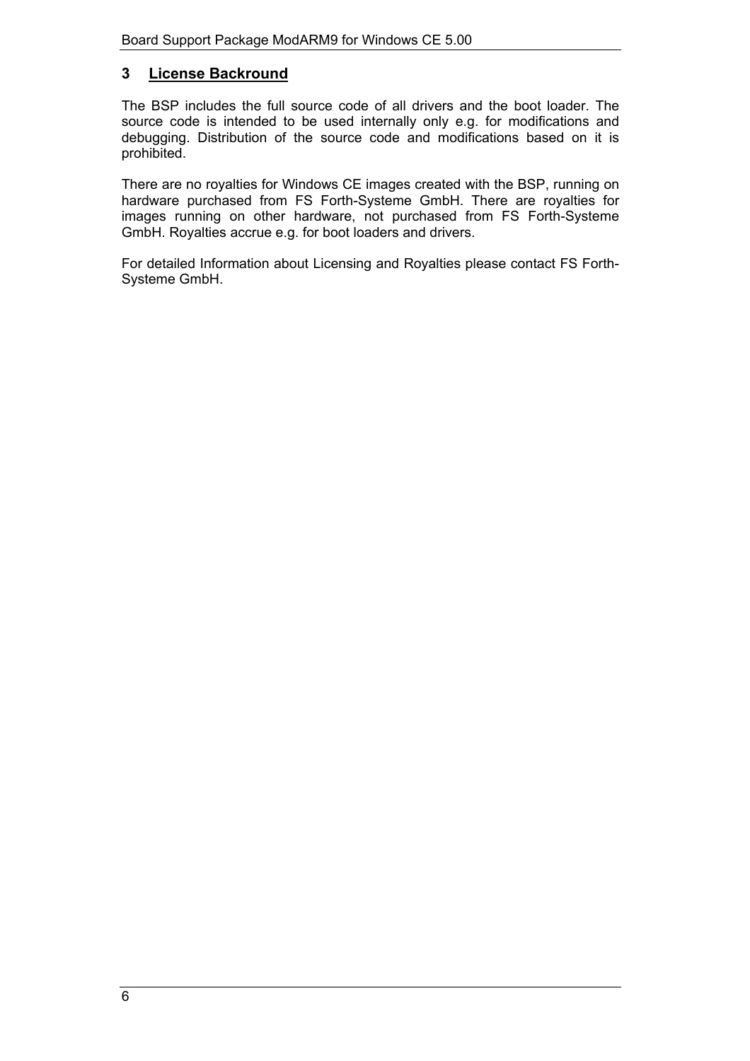# 3 License Backround

The BSP includes the full source code of all drivers and the boot loader. The source code is intended to be used internally only e.g. for modifications and debugging. Distribution of the source code and modifications based on it is prohibited.

There are no royalties for Windows CE images created with the BSP, running on hardware purchased from FS Forth-Systeme GmbH. There are royalties for images running on other hardware, not purchased from FS Forth-Systeme GmbH. Royalties accrue e.g. for boot loaders and drivers.

For detailed Information about Licensing and Royalties please contact FS Forth-Systeme GmbH.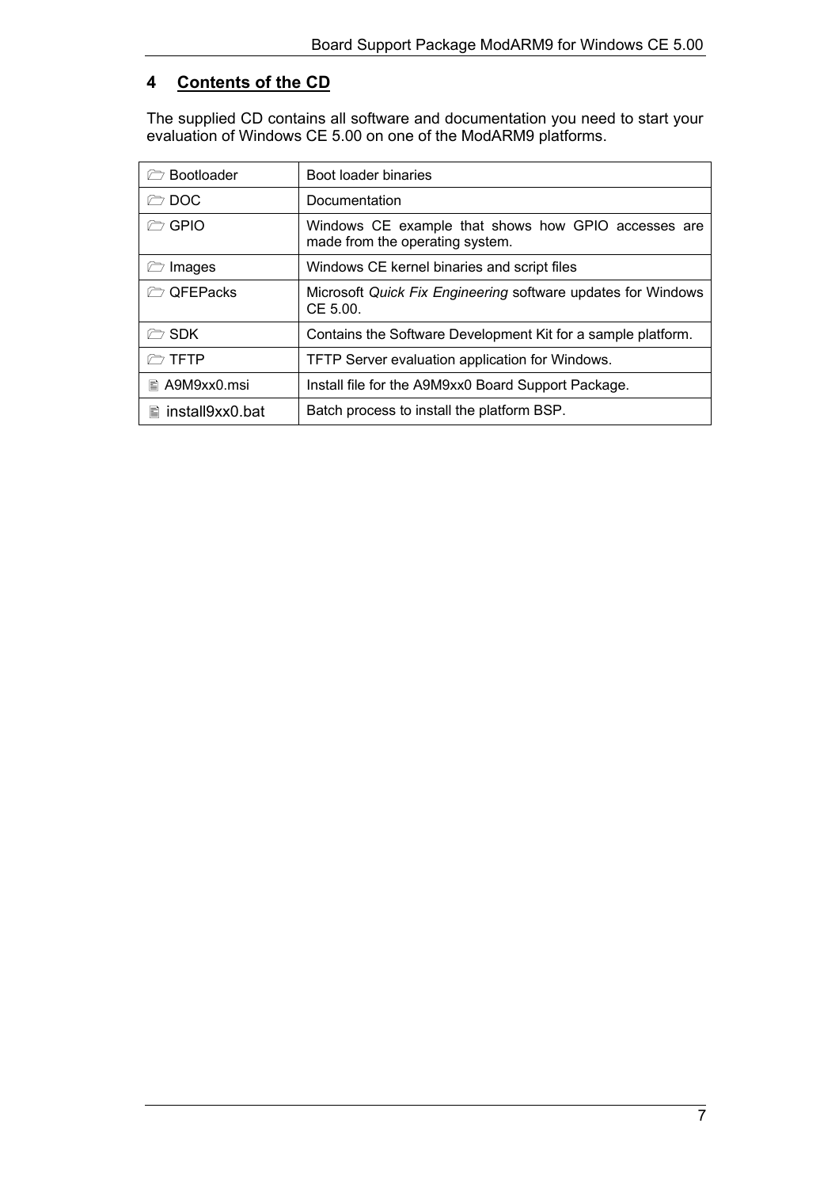# 4 Contents of the CD

The supplied CD contains all software and documentation you need to start your evaluation of Windows CE 5.00 on one of the ModARM9 platforms.

| | |
|---|---|
| 🗁 Bootloader | Boot loader binaries |
| 🗁 DOC | Documentation |
| 🗁 GPIO | Windows CE example that shows how GPIO accesses are made from the operating system. |
| 🗁 Images | Windows CE kernel binaries and script files |
| 🗁 QFEPacks | Microsoft *Quick Fix Engineering* software updates for Windows CE 5.00. |
| 🗁 SDK | Contains the Software Development Kit for a sample platform. |
| 🗁 TFTP | TFTP Server evaluation application for Windows. |
| 🗎 A9M9xx0.msi | Install file for the A9M9xx0 Board Support Package. |
| 🗎 install9xx0.bat | Batch process to install the platform BSP. |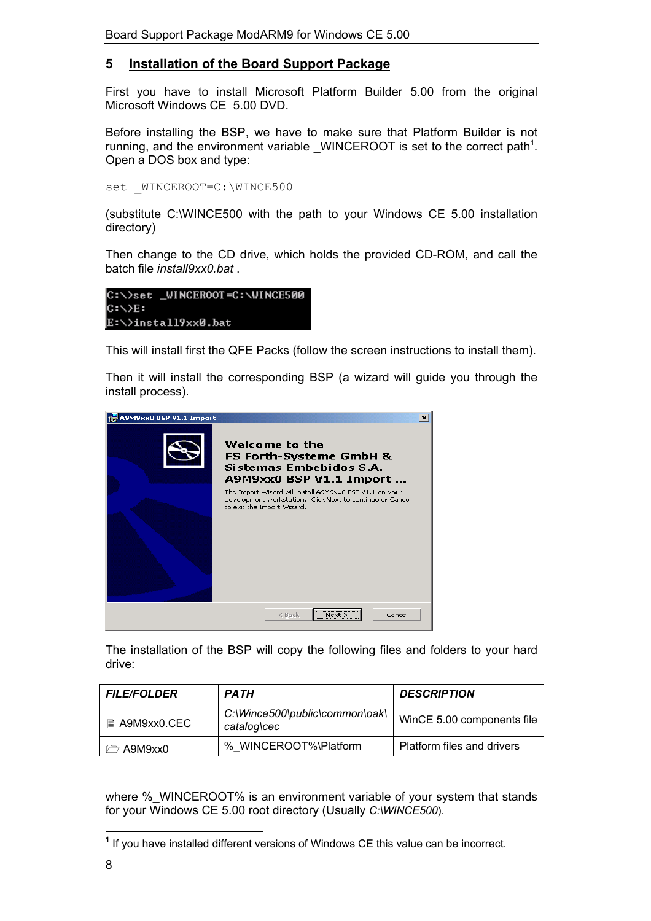## 5 Installation of the Board Support Package

First you have to install Microsoft Platform Builder 5.00 from the original Microsoft Windows CE 5.00 DVD.

Before installing the BSP, we have to make sure that Platform Builder is not running, and the environment variable _WINCEROOT is set to the correct path[1]. Open a DOS box and type:

```
set _WINCEROOT=C:\WINCE500
```

(substitute C:\WINCE500 with the path to your Windows CE 5.00 installation directory)

Then change to the CD drive, which holds the provided CD-ROM, and call the batch file *install9xx0.bat* .

```
C:\>set _WINCEROOT=C:\WINCE500
C:\>E:
E:\>install9xx0.bat
```

This will install first the QFE Packs (follow the screen instructions to install them).

Then it will install the corresponding BSP (a wizard will guide you through the install process).

The installation of the BSP will copy the following files and folders to your hard drive:

| *FILE/FOLDER* | *PATH* | *DESCRIPTION* |
|---|---|---|
| A9M9xx0.CEC | *C:\Wince500\public\common\oak\catalog\cec* | WinCE 5.00 components file |
| A9M9xx0 | %_WINCEROOT%\Platform | Platform files and drivers |

where %_WINCEROOT% is an environment variable of your system that stands for your Windows CE 5.00 root directory (Usually *C:\WINCE500*).

[1] If you have installed different versions of Windows CE this value can be incorrect.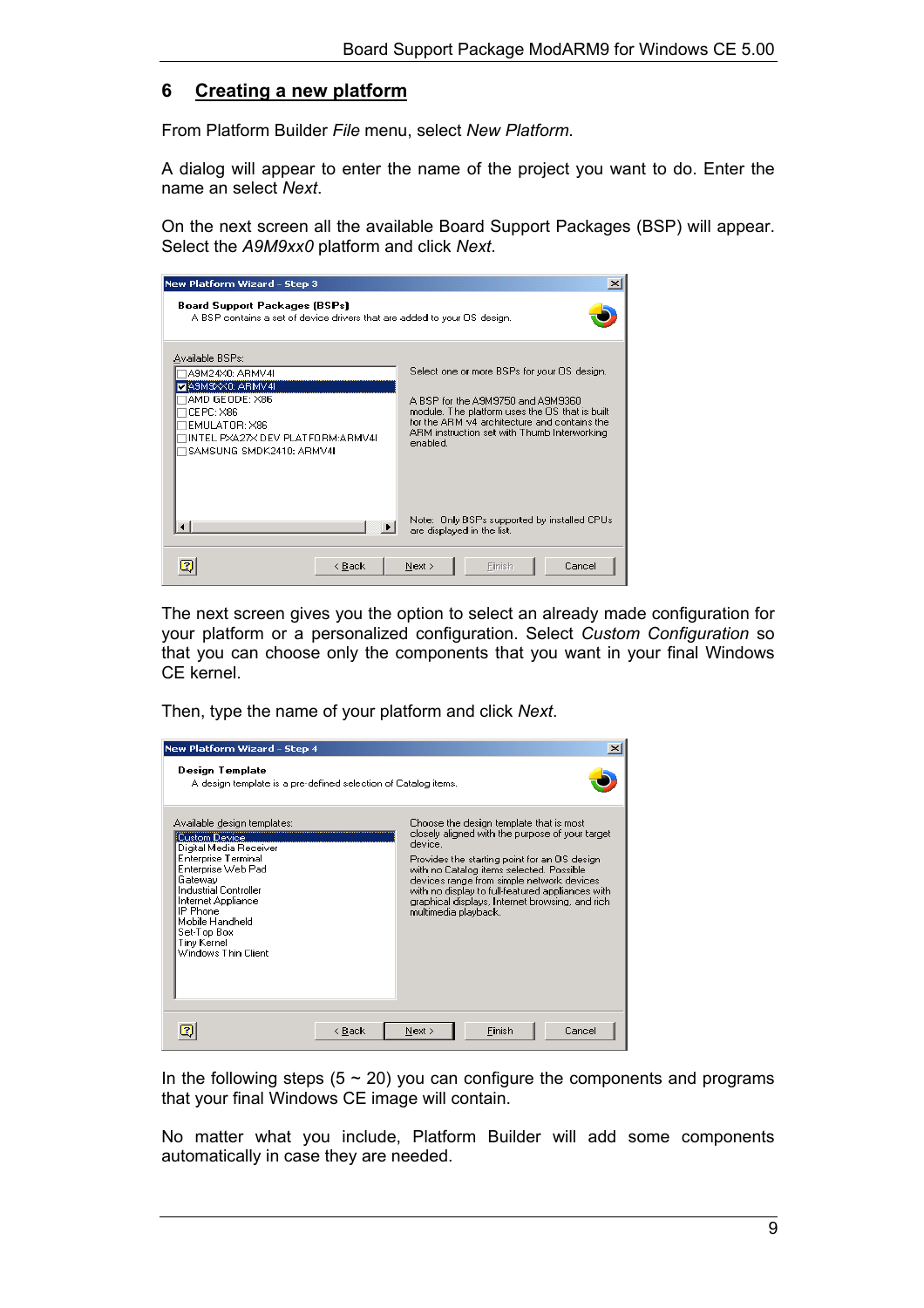# 6 Creating a new platform

From Platform Builder *File* menu, select *New Platform*.

A dialog will appear to enter the name of the project you want to do. Enter the name an select *Next*.

On the next screen all the available Board Support Packages (BSP) will appear. Select the *A9M9xx0* platform and click *Next*.

The next screen gives you the option to select an already made configuration for your platform or a personalized configuration. Select *Custom Configuration* so that you can choose only the components that you want in your final Windows CE kernel.

Then, type the name of your platform and click *Next*.

In the following steps (5 ~ 20) you can configure the components and programs that your final Windows CE image will contain.

No matter what you include, Platform Builder will add some components automatically in case they are needed.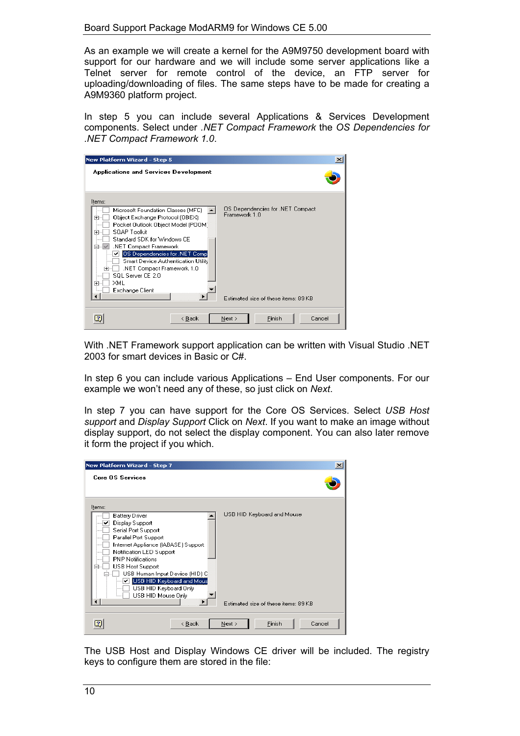As an example we will create a kernel for the A9M9750 development board with support for our hardware and we will include some server applications like a Telnet server for remote control of the device, an FTP server for uploading/downloading of files. The same steps have to be made for creating a A9M9360 platform project.

In step 5 you can include several Applications & Services Development components. Select under *.NET Compact Framework* the *OS Dependencies for .NET Compact Framework 1.0*.

With .NET Framework support application can be written with Visual Studio .NET 2003 for smart devices in Basic or C#.

In step 6 you can include various Applications – End User components. For our example we won't need any of these, so just click on *Next*.

In step 7 you can have support for the Core OS Services. Select *USB Host support* and *Display Support* Click on *Next*. If you want to make an image without display support, do not select the display component. You can also later remove it form the project if you which.

The USB Host and Display Windows CE driver will be included. The registry keys to configure them are stored in the file: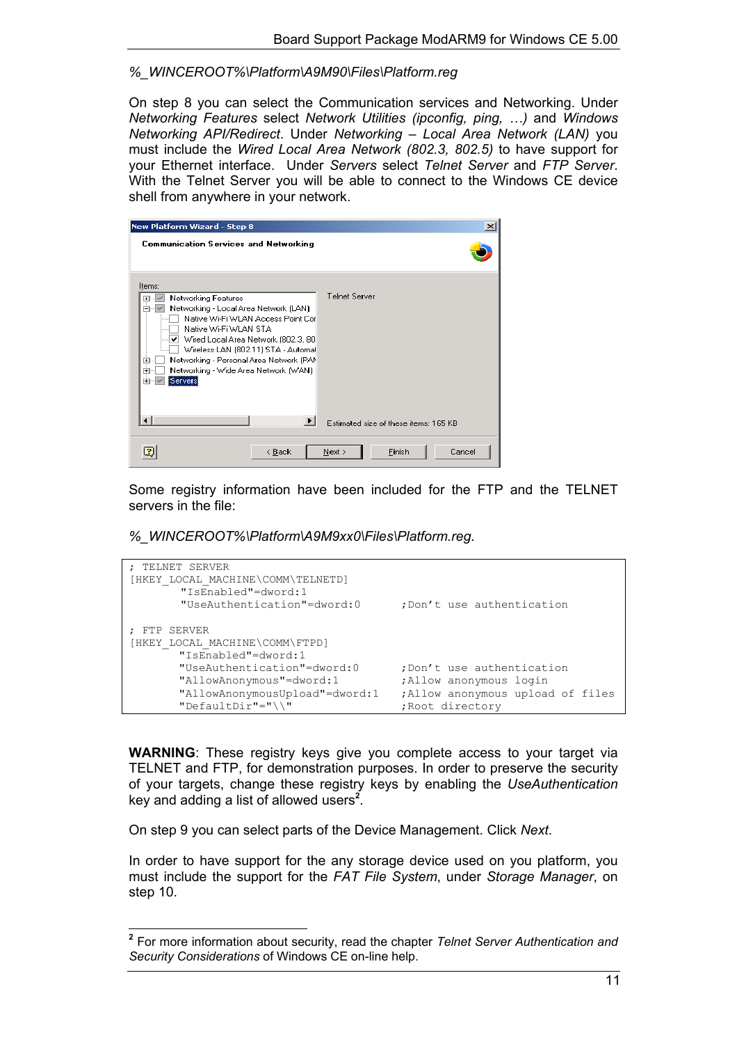*%_WINCEROOT%\Platform\A9M90\Files\Platform.reg*

On step 8 you can select the Communication services and Networking. Under *Networking Features* select *Network Utilities (ipconfig, ping, …)* and *Windows Networking API/Redirect*. Under *Networking – Local Area Network (LAN)* you must include the *Wired Local Area Network (802.3, 802.5)* to have support for your Ethernet interface. Under *Servers* select *Telnet Server* and *FTP Server*. With the Telnet Server you will be able to connect to the Windows CE device shell from anywhere in your network.

Some registry information have been included for the FTP and the TELNET servers in the file:

*%_WINCEROOT%\Platform\A9M9xx0\Files\Platform.reg*.

```
; TELNET SERVER
[HKEY_LOCAL_MACHINE\COMM\TELNETD]
        "IsEnabled"=dword:1
        "UseAuthentication"=dword:0       ;Don't use authentication

; FTP SERVER
[HKEY_LOCAL_MACHINE\COMM\FTPD]
        "IsEnabled"=dword:1
        "UseAuthentication"=dword:0       ;Don't use authentication
        "AllowAnonymous"=dword:1          ;Allow anonymous login
        "AllowAnonymousUpload"=dword:1    ;Allow anonymous upload of files
        "DefaultDir"="\\"                 ;Root directory
```

**WARNING**: These registry keys give you complete access to your target via TELNET and FTP, for demonstration purposes. In order to preserve the security of your targets, change these registry keys by enabling the *UseAuthentication* key and adding a list of allowed users[2].

On step 9 you can select parts of the Device Management. Click *Next*.

In order to have support for the any storage device used on you platform, you must include the support for the *FAT File System*, under *Storage Manager*, on step 10.

[2] For more information about security, read the chapter *Telnet Server Authentication and Security Considerations* of Windows CE on-line help.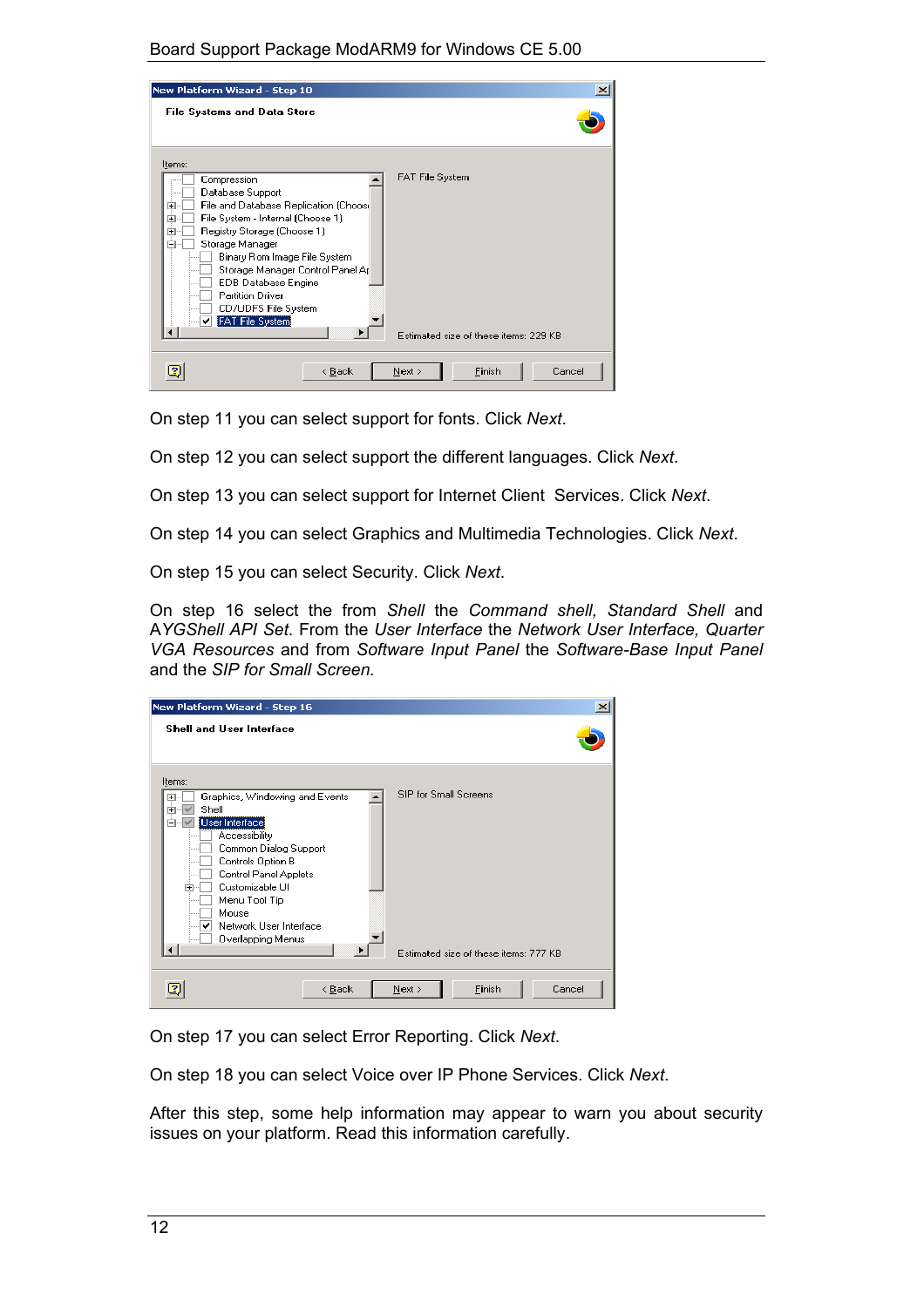On step 11 you can select support for fonts. Click *Next*.

On step 12 you can select support the different languages. Click *Next*.

On step 13 you can select support for Internet Client Services. Click *Next*.

On step 14 you can select Graphics and Multimedia Technologies. Click *Next*.

On step 15 you can select Security. Click *Next*.

On step 16 select the from *Shell* the *Command shell, Standard Shell* and A*YGShell API Set*. From the *User Interface* the *Network User Interface, Quarter VGA Resources* and from *Software Input Panel* the *Software-Base Input Panel* and the *SIP for Small Screen*.

On step 17 you can select Error Reporting. Click *Next*.

On step 18 you can select Voice over IP Phone Services. Click *Next*.

After this step, some help information may appear to warn you about security issues on your platform. Read this information carefully.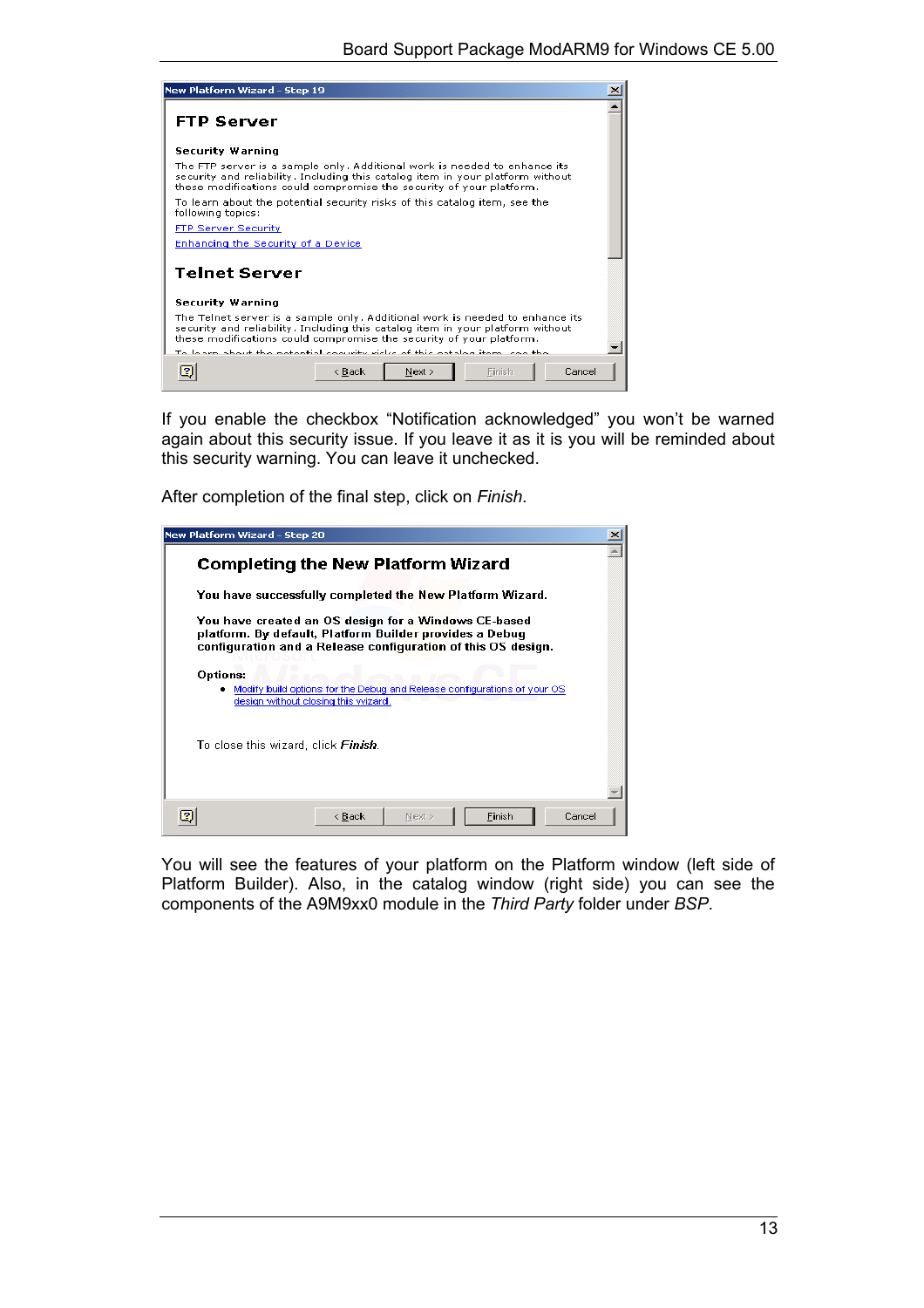If you enable the checkbox “Notification acknowledged” you won’t be warned again about this security issue. If you leave it as it is you will be reminded about this security warning. You can leave it unchecked.

After completion of the final step, click on *Finish*.

You will see the features of your platform on the Platform window (left side of Platform Builder). Also, in the catalog window (right side) you can see the components of the A9M9xx0 module in the *Third Party* folder under *BSP*.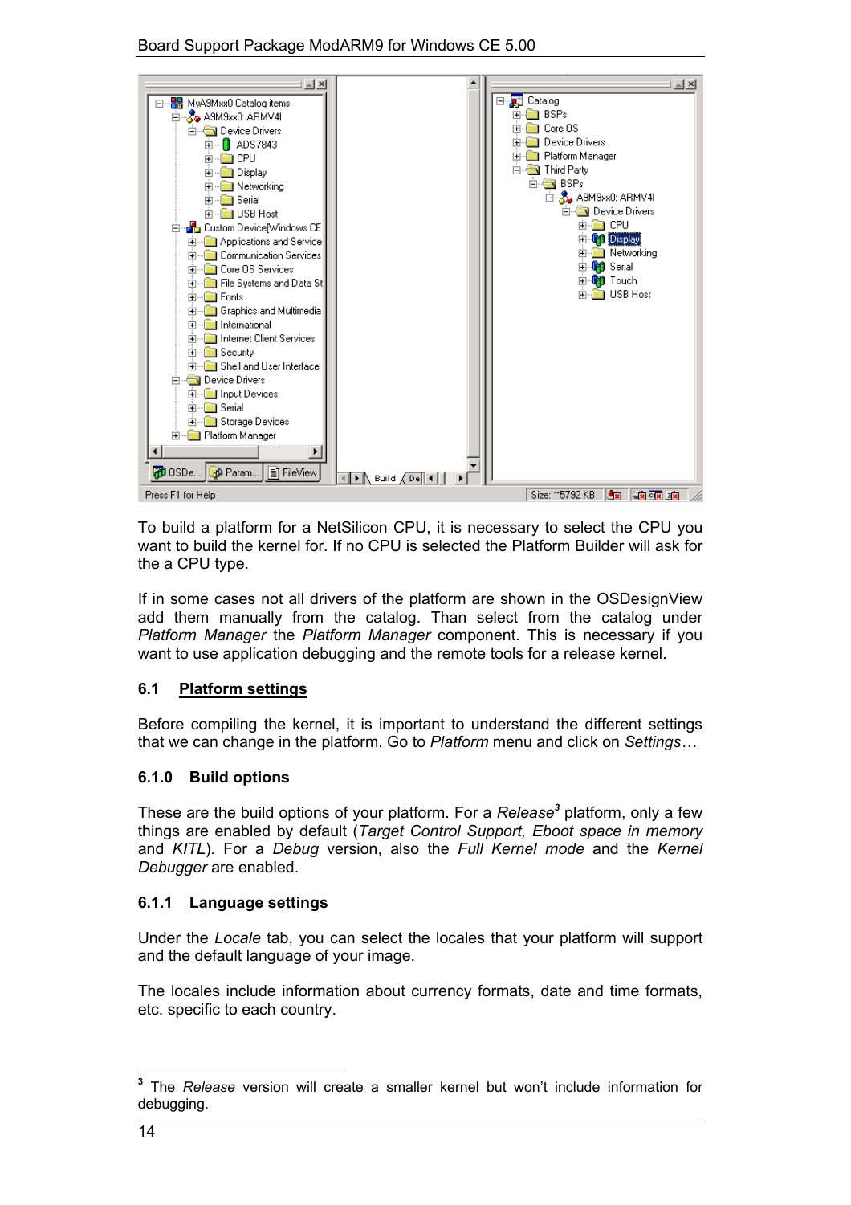To build a platform for a NetSilicon CPU, it is necessary to select the CPU you want to build the kernel for. If no CPU is selected the Platform Builder will ask for the a CPU type.

If in some cases not all drivers of the platform are shown in the OSDesignView add them manually from the catalog. Than select from the catalog under *Platform Manager* the *Platform Manager* component. This is necessary if you want to use application debugging and the remote tools for a release kernel.

## 6.1 Platform settings

Before compiling the kernel, it is important to understand the different settings that we can change in the platform. Go to *Platform* menu and click on *Settings…*

### 6.1.0 Build options

These are the build options of your platform. For a *Release*[3] platform, only a few things are enabled by default (*Target Control Support, Eboot space in memory* and *KITL*). For a *Debug* version, also the *Full Kernel mode* and the *Kernel Debugger* are enabled.

### 6.1.1 Language settings

Under the *Locale* tab, you can select the locales that your platform will support and the default language of your image.

The locales include information about currency formats, date and time formats, etc. specific to each country.

[3] The *Release* version will create a smaller kernel but won't include information for debugging.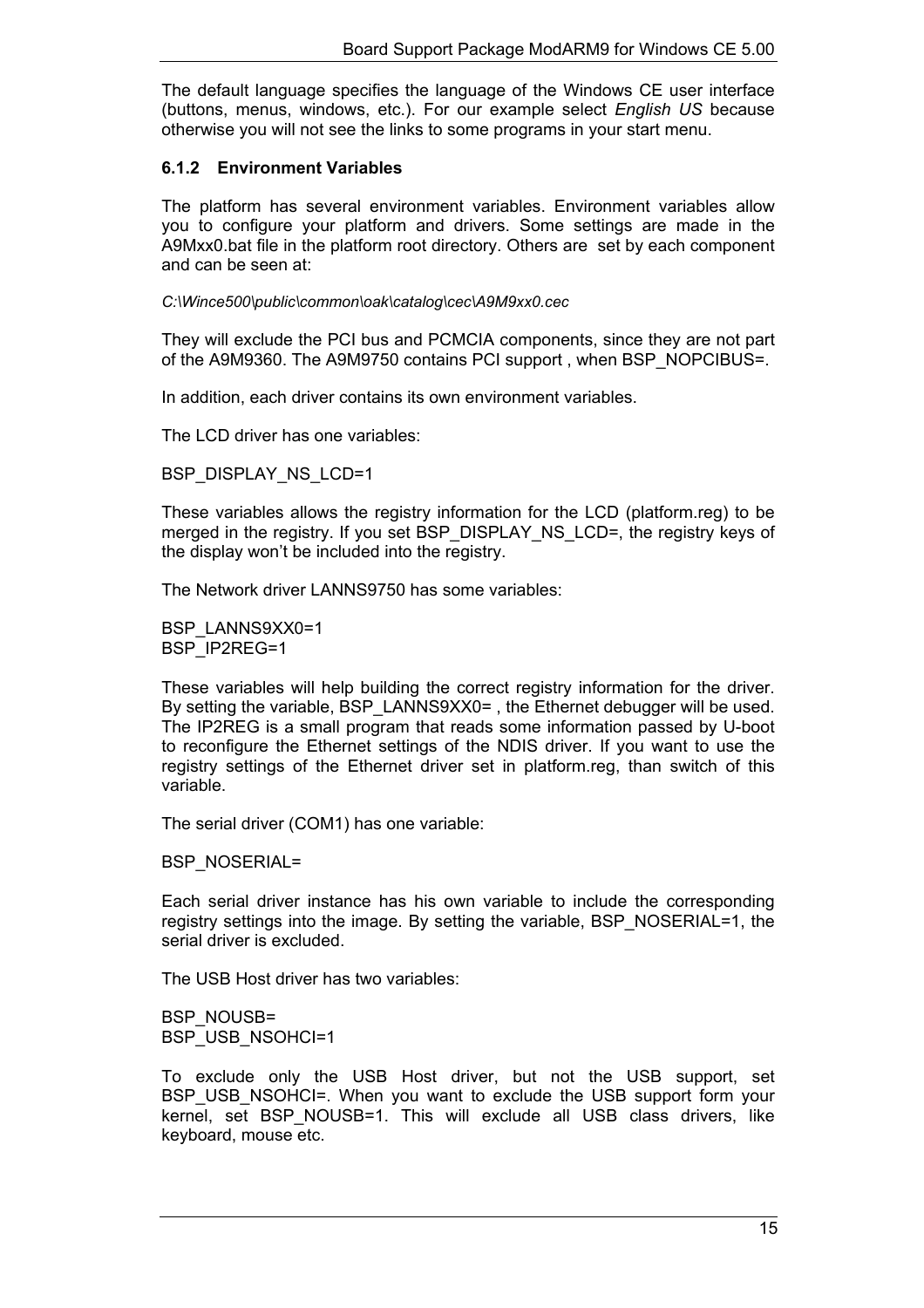The default language specifies the language of the Windows CE user interface (buttons, menus, windows, etc.). For our example select *English US* because otherwise you will not see the links to some programs in your start menu.

### 6.1.2 Environment Variables

The platform has several environment variables. Environment variables allow you to configure your platform and drivers. Some settings are made in the A9Mxx0.bat file in the platform root directory. Others are set by each component and can be seen at:

*C:\Wince500\public\common\oak\catalog\cec\A9M9xx0.cec*

They will exclude the PCI bus and PCMCIA components, since they are not part of the A9M9360. The A9M9750 contains PCI support , when BSP_NOPCIBUS=.

In addition, each driver contains its own environment variables.

The LCD driver has one variables:

BSP_DISPLAY_NS_LCD=1

These variables allows the registry information for the LCD (platform.reg) to be merged in the registry. If you set BSP_DISPLAY_NS_LCD=, the registry keys of the display won't be included into the registry.

The Network driver LANNS9750 has some variables:

BSP_LANNS9XX0=1
BSP_IP2REG=1

These variables will help building the correct registry information for the driver. By setting the variable, BSP_LANNS9XX0= , the Ethernet debugger will be used. The IP2REG is a small program that reads some information passed by U-boot to reconfigure the Ethernet settings of the NDIS driver. If you want to use the registry settings of the Ethernet driver set in platform.reg, than switch of this variable.

The serial driver (COM1) has one variable:

BSP_NOSERIAL=

Each serial driver instance has his own variable to include the corresponding registry settings into the image. By setting the variable, BSP_NOSERIAL=1, the serial driver is excluded.

The USB Host driver has two variables:

BSP_NOUSB=
BSP_USB_NSOHCI=1

To exclude only the USB Host driver, but not the USB support, set BSP_USB_NSOHCI=. When you want to exclude the USB support form your kernel, set BSP_NOUSB=1. This will exclude all USB class drivers, like keyboard, mouse etc.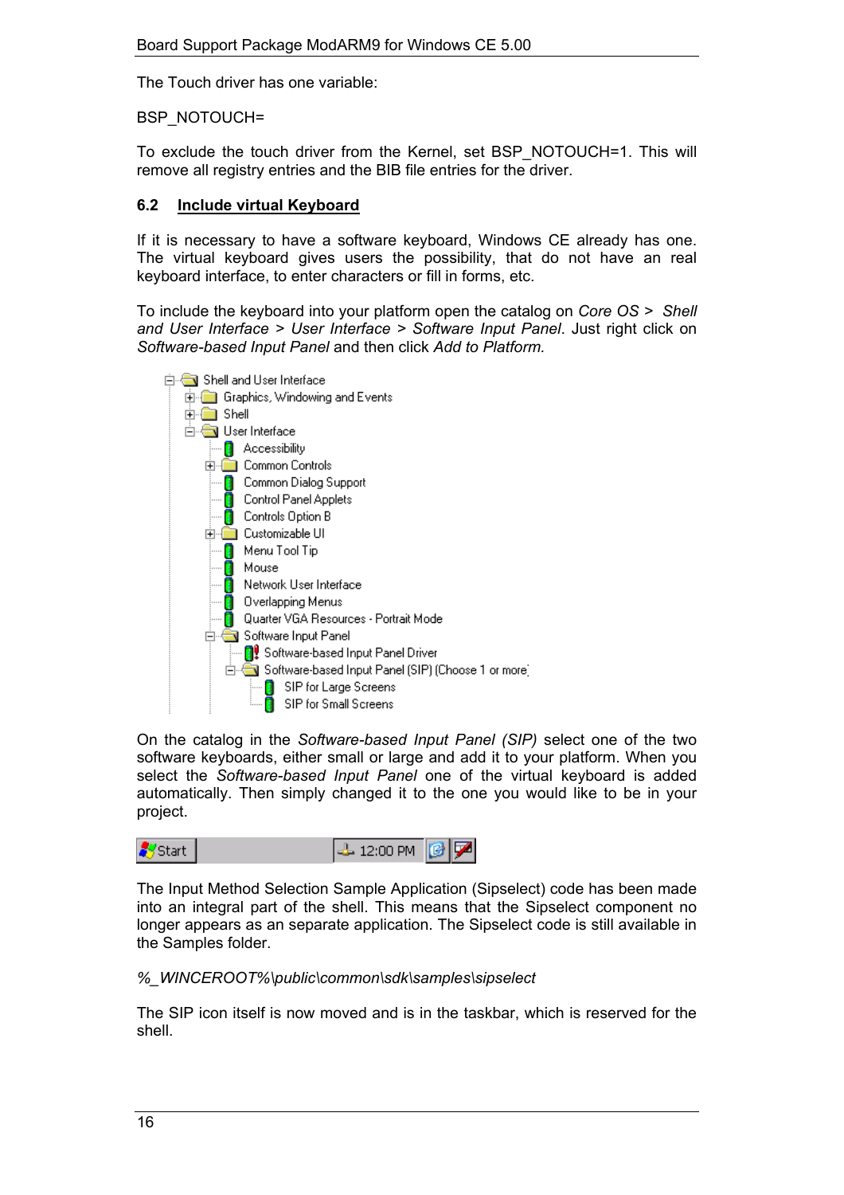The Touch driver has one variable:

BSP_NOTOUCH=

To exclude the touch driver from the Kernel, set BSP_NOTOUCH=1. This will remove all registry entries and the BIB file entries for the driver.

## 6.2 Include virtual Keyboard

If it is necessary to have a software keyboard, Windows CE already has one. The virtual keyboard gives users the possibility, that do not have an real keyboard interface, to enter characters or fill in forms, etc.

To include the keyboard into your platform open the catalog on *Core OS > Shell and User Interface > User Interface > Software Input Panel*. Just right click on *Software-based Input Panel* and then click *Add to Platform.*

On the catalog in the *Software-based Input Panel (SIP)* select one of the two software keyboards, either small or large and add it to your platform. When you select the *Software-based Input Panel* one of the virtual keyboard is added automatically. Then simply changed it to the one you would like to be in your project.

The Input Method Selection Sample Application (Sipselect) code has been made into an integral part of the shell. This means that the Sipselect component no longer appears as an separate application. The Sipselect code is still available in the Samples folder.

*%_WINCEROOT%\public\common\sdk\samples\sipselect*

The SIP icon itself is now moved and is in the taskbar, which is reserved for the shell.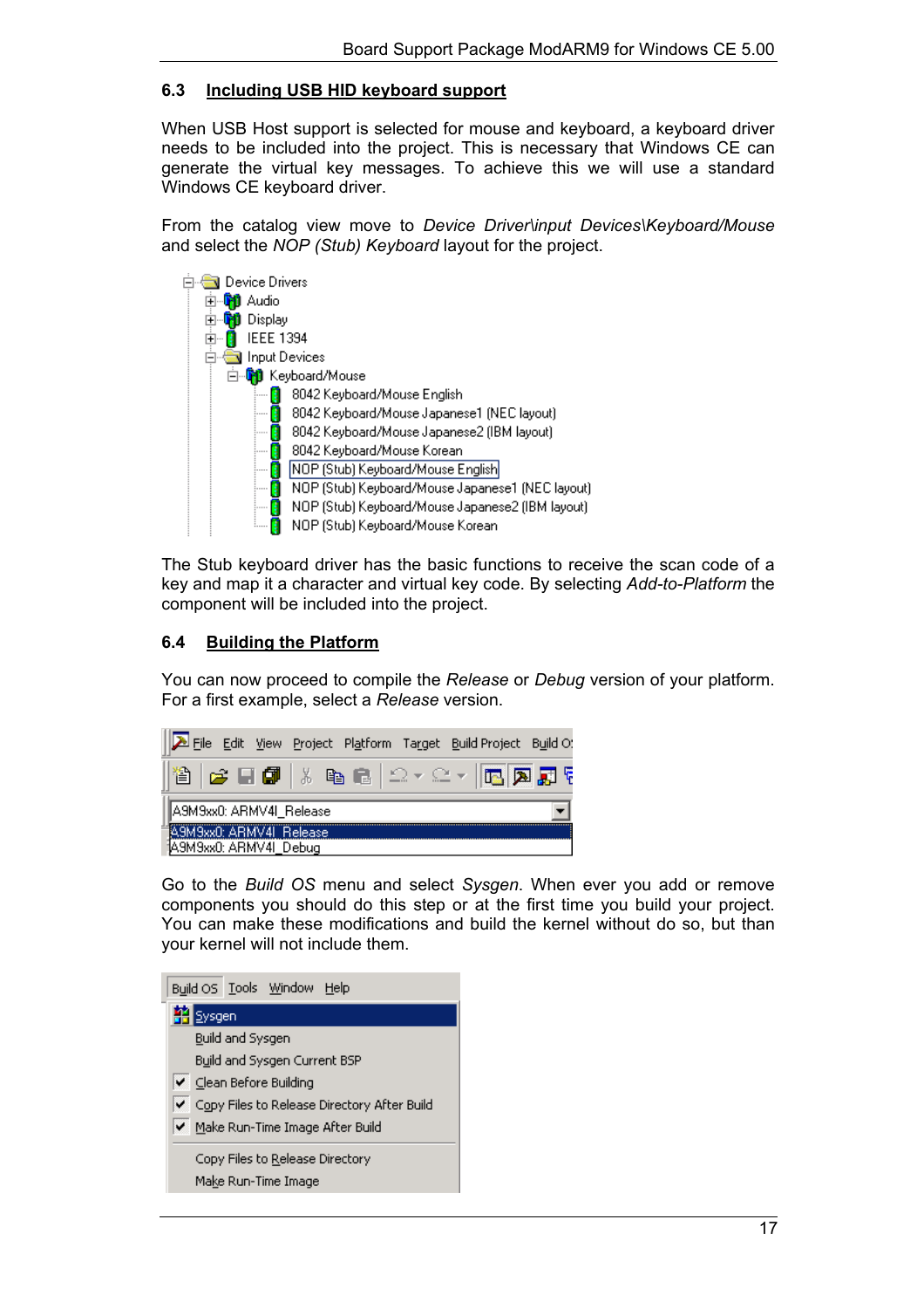## 6.3 Including USB HID keyboard support

When USB Host support is selected for mouse and keyboard, a keyboard driver needs to be included into the project. This is necessary that Windows CE can generate the virtual key messages. To achieve this we will use a standard Windows CE keyboard driver.

From the catalog view move to *Device Driver\input Devices\Keyboard/Mouse* and select the *NOP (Stub) Keyboard* layout for the project.

The Stub keyboard driver has the basic functions to receive the scan code of a key and map it a character and virtual key code. By selecting *Add-to-Platform* the component will be included into the project.

## 6.4 Building the Platform

You can now proceed to compile the *Release* or *Debug* version of your platform. For a first example, select a *Release* version.

Go to the *Build OS* menu and select *Sysgen*. When ever you add or remove components you should do this step or at the first time you build your project. You can make these modifications and build the kernel without do so, but than your kernel will not include them.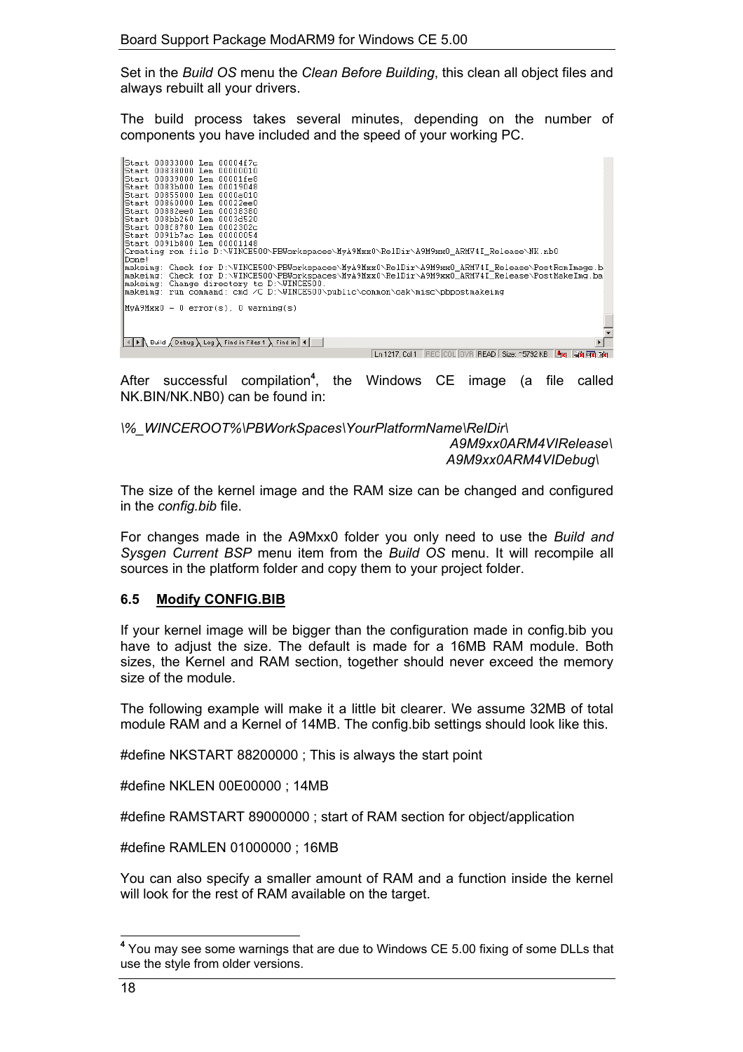Set in the *Build OS* menu the *Clean Before Building*, this clean all object files and always rebuilt all your drivers.

The build process takes several minutes, depending on the number of components you have included and the speed of your working PC.

```
Start 00833000 Len 00004f7c
Start 00838000 Len 00000010
Start 00839000 Len 00001fe8
Start 0083b000 Len 00019048
Start 00855000 Len 0000a010
Start 00860000 Len 00022ee0
Start 00882ee0 Len 00038380
Start 008bb260 Len 0003d520
Start 008f8780 Len 0002302c
Start 0091b7ac Len 00000054
Start 0091b800 Len 00001148
Creating rom file D:\WINCE500\PBWorkspaces\MyA9Mxx0\RelDir\A9M9xx0_ARMV4I_Release\NK.nb0
Done!
makeimg: Check for D:\WINCE500\PBWorkspaces\MyA9Mxx0\RelDir\A9M9xx0_ARMV4I_Release\PostRomImage.b
makeimg: Check for D:\WINCE500\PBWorkspaces\MyA9Mxx0\RelDir\A9M9xx0_ARMV4I_Release\PostMakeImg.ba
makeimg: Change directory to D:\WINCE500
makeimg: run command: cmd /C D:\WINCE500\public\common\oak\misc\pbpostmakeimg

MyA9Mxx0 - 0 error(s), 0 warning(s)
```

After successful compilation[4], the Windows CE image (a file called NK.BIN/NK.NB0) can be found in:

*\%_WINCEROOT%\PBWorkSpaces\YourPlatformName\RelDir\*
*A9M9xx0ARM4VIRelease\*
*A9M9xx0ARM4VIDebug\*

The size of the kernel image and the RAM size can be changed and configured in the *config.bib* file.

For changes made in the A9Mxx0 folder you only need to use the *Build and Sysgen Current BSP* menu item from the *Build OS* menu. It will recompile all sources in the platform folder and copy them to your project folder.

### 6.5 Modify CONFIG.BIB

If your kernel image will be bigger than the configuration made in config.bib you have to adjust the size. The default is made for a 16MB RAM module. Both sizes, the Kernel and RAM section, together should never exceed the memory size of the module.

The following example will make it a little bit clearer. We assume 32MB of total module RAM and a Kernel of 14MB. The config.bib settings should look like this.

#define NKSTART 88200000 ; This is always the start point

#define NKLEN 00E00000 ; 14MB

#define RAMSTART 89000000 ; start of RAM section for object/application

#define RAMLEN 01000000 ; 16MB

You can also specify a smaller amount of RAM and a function inside the kernel will look for the rest of RAM available on the target.

[4] You may see some warnings that are due to Windows CE 5.00 fixing of some DLLs that use the style from older versions.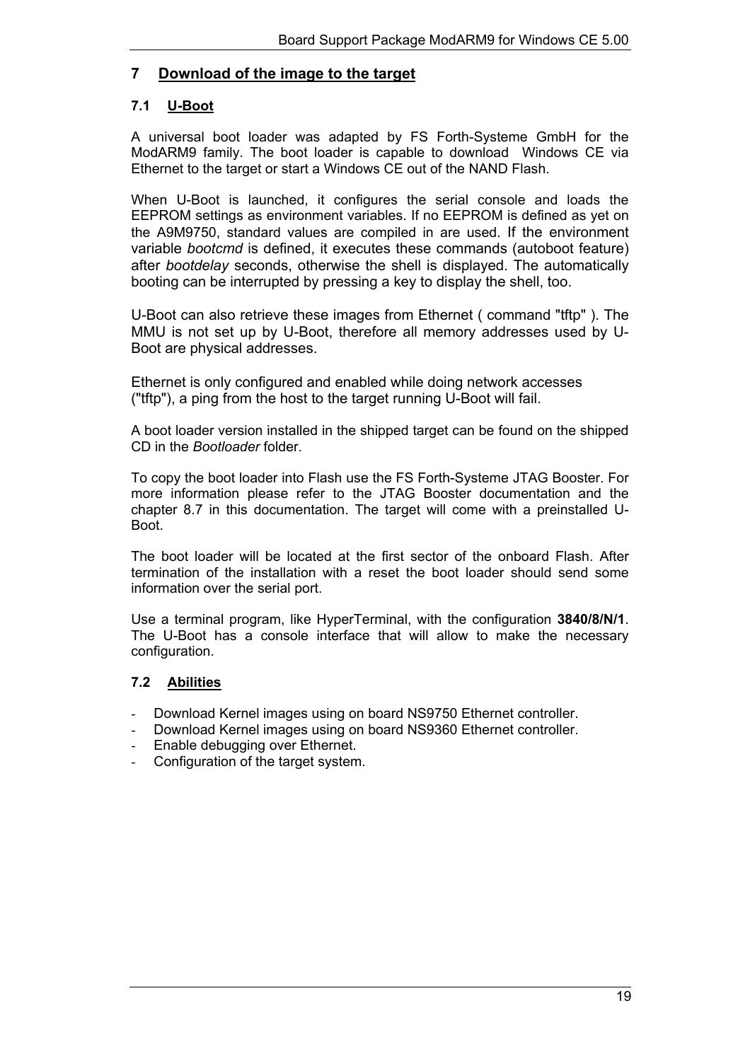# 7 Download of the image to the target

## 7.1 U-Boot

A universal boot loader was adapted by FS Forth-Systeme GmbH for the ModARM9 family. The boot loader is capable to download Windows CE via Ethernet to the target or start a Windows CE out of the NAND Flash.

When U-Boot is launched, it configures the serial console and loads the EEPROM settings as environment variables. If no EEPROM is defined as yet on the A9M9750, standard values are compiled in are used. If the environment variable *bootcmd* is defined, it executes these commands (autoboot feature) after *bootdelay* seconds, otherwise the shell is displayed. The automatically booting can be interrupted by pressing a key to display the shell, too.

U-Boot can also retrieve these images from Ethernet ( command "tftp" ). The MMU is not set up by U-Boot, therefore all memory addresses used by U-Boot are physical addresses.

Ethernet is only configured and enabled while doing network accesses ("tftp"), a ping from the host to the target running U-Boot will fail.

A boot loader version installed in the shipped target can be found on the shipped CD in the *Bootloader* folder.

To copy the boot loader into Flash use the FS Forth-Systeme JTAG Booster. For more information please refer to the JTAG Booster documentation and the chapter 8.7 in this documentation. The target will come with a preinstalled U-Boot.

The boot loader will be located at the first sector of the onboard Flash. After termination of the installation with a reset the boot loader should send some information over the serial port.

Use a terminal program, like HyperTerminal, with the configuration **3840/8/N/1**. The U-Boot has a console interface that will allow to make the necessary configuration.

## 7.2 Abilities

- Download Kernel images using on board NS9750 Ethernet controller.
- Download Kernel images using on board NS9360 Ethernet controller.
- Enable debugging over Ethernet.
- Configuration of the target system.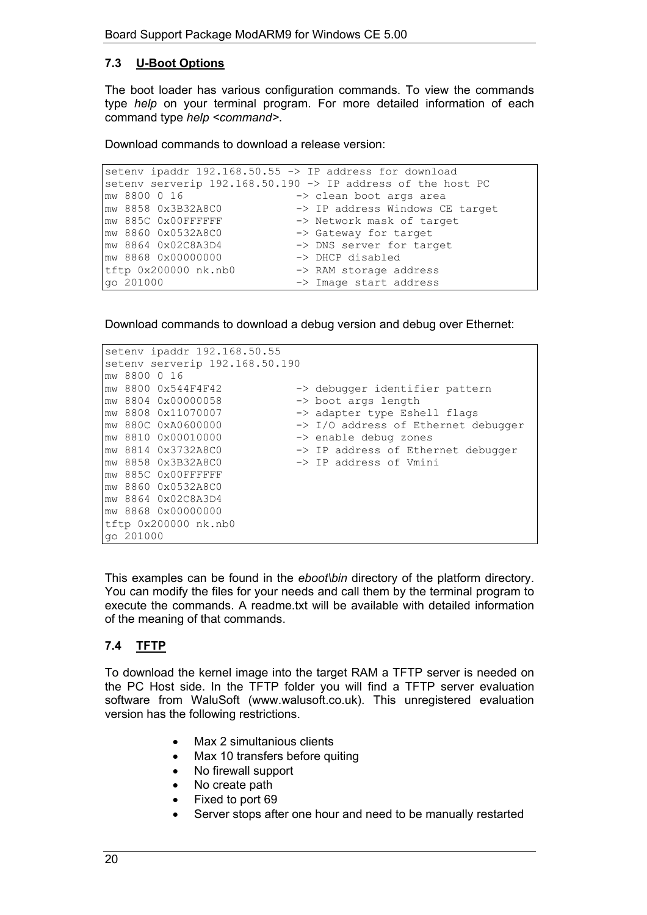### 7.3 U-Boot Options

The boot loader has various configuration commands. To view the commands type *help* on your terminal program. For more detailed information of each command type *help <command>*.

Download commands to download a release version:

```
setenv ipaddr 192.168.50.55 -> IP address for download
setenv serverip 192.168.50.190 -> IP address of the host PC
mw 8800 0 16                -> clean boot args area
mw 8858 0x3B32A8C0          -> IP address Windows CE target
mw 885C 0x00FFFFFF          -> Network mask of target
mw 8860 0x0532A8C0          -> Gateway for target
mw 8864 0x02C8A3D4          -> DNS server for target
mw 8868 0x00000000          -> DHCP disabled
tftp 0x200000 nk.nb0        -> RAM storage address
go 201000                   -> Image start address
```

Download commands to download a debug version and debug over Ethernet:

```
setenv ipaddr 192.168.50.55
setenv serverip 192.168.50.190
mw 8800 0 16
mw 8800 0x544F4F42          -> debugger identifier pattern
mw 8804 0x00000058          -> boot args length
mw 8808 0x11070007          -> adapter type Eshell flags
mw 880C 0xA0600000          -> I/O address of Ethernet debugger
mw 8810 0x00010000          -> enable debug zones
mw 8814 0x3732A8C0          -> IP address of Ethernet debugger
mw 8858 0x3B32A8C0          -> IP address of Vmini
mw 885C 0x00FFFFFF
mw 8860 0x0532A8C0
mw 8864 0x02C8A3D4
mw 8868 0x00000000
tftp 0x200000 nk.nb0
go 201000
```

This examples can be found in the *eboot\bin* directory of the platform directory. You can modify the files for your needs and call them by the terminal program to execute the commands. A readme.txt will be available with detailed information of the meaning of that commands.

### 7.4 TFTP

To download the kernel image into the target RAM a TFTP server is needed on the PC Host side. In the TFTP folder you will find a TFTP server evaluation software from WaluSoft (www.walusoft.co.uk). This unregistered evaluation version has the following restrictions.

- Max 2 simultanious clients
- Max 10 transfers before quiting
- No firewall support
- No create path
- Fixed to port 69
- Server stops after one hour and need to be manually restarted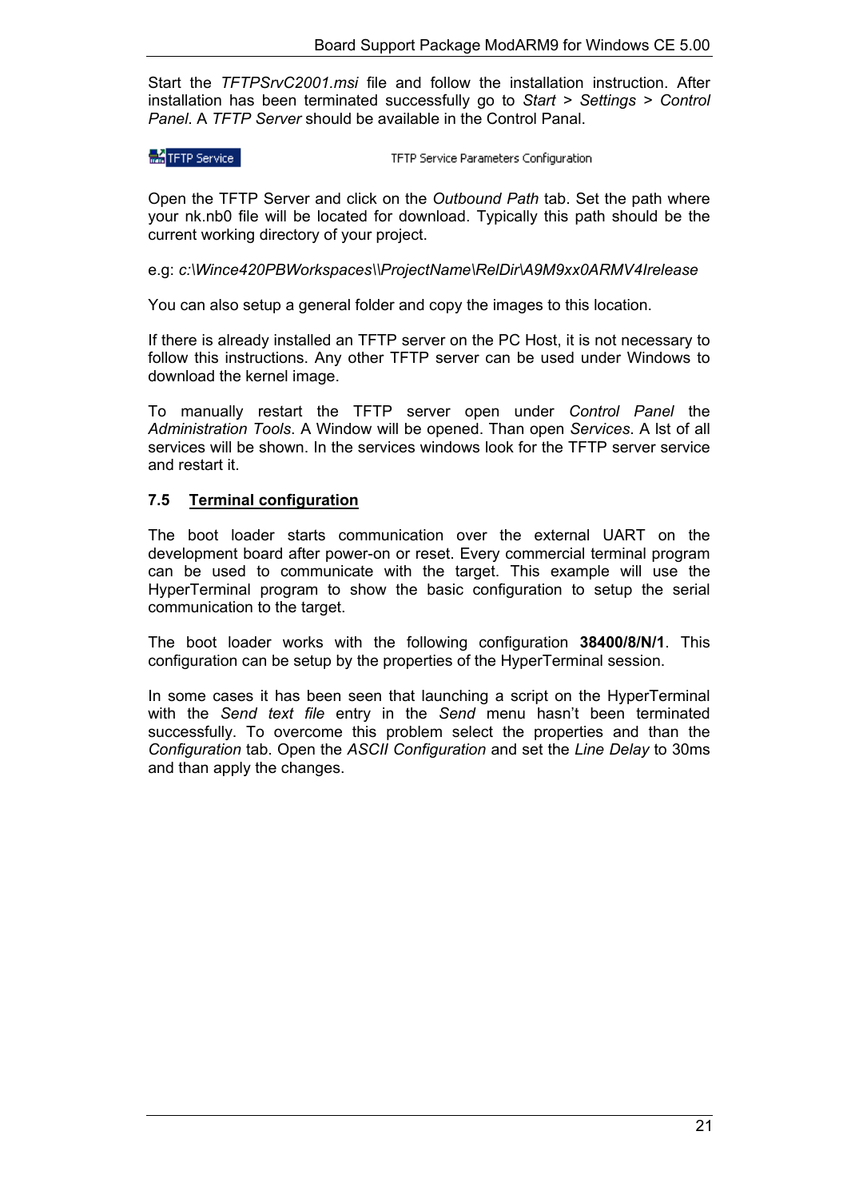Start the *TFTPSrvC2001.msi* file and follow the installation instruction. After installation has been terminated successfully go to *Start* > *Settings* > *Control Panel*. A *TFTP Server* should be available in the Control Panal.

TFTP Service    TFTP Service Parameters Configuration

Open the TFTP Server and click on the *Outbound Path* tab. Set the path where your nk.nb0 file will be located for download. Typically this path should be the current working directory of your project.

e.g: *c:\Wince420PBWorkspaces\\ProjectName\RelDir\A9M9xx0ARMV4Irelease*

You can also setup a general folder and copy the images to this location.

If there is already installed an TFTP server on the PC Host, it is not necessary to follow this instructions. Any other TFTP server can be used under Windows to download the kernel image.

To manually restart the TFTP server open under *Control Panel* the *Administration Tools*. A Window will be opened. Than open *Services*. A lst of all services will be shown. In the services windows look for the TFTP server service and restart it.

## 7.5 Terminal configuration

The boot loader starts communication over the external UART on the development board after power-on or reset. Every commercial terminal program can be used to communicate with the target. This example will use the HyperTerminal program to show the basic configuration to setup the serial communication to the target.

The boot loader works with the following configuration **38400/8/N/1**. This configuration can be setup by the properties of the HyperTerminal session.

In some cases it has been seen that launching a script on the HyperTerminal with the *Send text file* entry in the *Send* menu hasn't been terminated successfully. To overcome this problem select the properties and than the *Configuration* tab. Open the *ASCII Configuration* and set the *Line Delay* to 30ms and than apply the changes.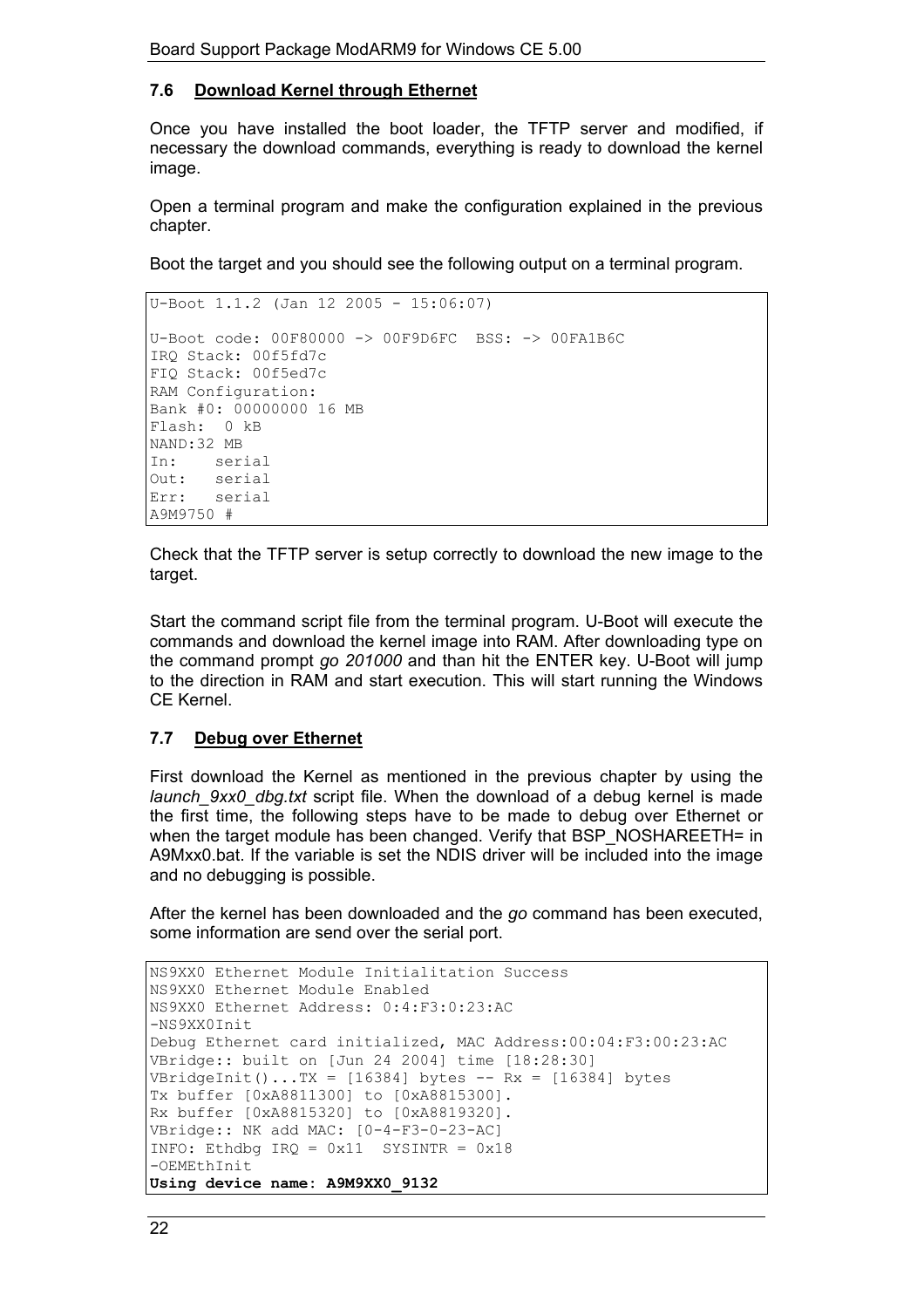### 7.6 Download Kernel through Ethernet

Once you have installed the boot loader, the TFTP server and modified, if necessary the download commands, everything is ready to download the kernel image.

Open a terminal program and make the configuration explained in the previous chapter.

Boot the target and you should see the following output on a terminal program.

```
U-Boot 1.1.2 (Jan 12 2005 - 15:06:07)

U-Boot code: 00F80000 -> 00F9D6FC  BSS: -> 00FA1B6C
IRQ Stack: 00f5fd7c
FIQ Stack: 00f5ed7c
RAM Configuration:
Bank #0: 00000000 16 MB
Flash:  0 kB
NAND:32 MB
In:    serial
Out:   serial
Err:   serial
A9M9750 #
```

Check that the TFTP server is setup correctly to download the new image to the target.

Start the command script file from the terminal program. U-Boot will execute the commands and download the kernel image into RAM. After downloading type on the command prompt *go 201000* and than hit the ENTER key. U-Boot will jump to the direction in RAM and start execution. This will start running the Windows CE Kernel.

### 7.7 Debug over Ethernet

First download the Kernel as mentioned in the previous chapter by using the *launch_9xx0_dbg.txt* script file. When the download of a debug kernel is made the first time, the following steps have to be made to debug over Ethernet or when the target module has been changed. Verify that BSP_NOSHAREETH= in A9Mxx0.bat. If the variable is set the NDIS driver will be included into the image and no debugging is possible.

After the kernel has been downloaded and the *go* command has been executed, some information are send over the serial port.

```
NS9XX0 Ethernet Module Initialitation Success
NS9XX0 Ethernet Module Enabled
NS9XX0 Ethernet Address: 0:4:F3:0:23:AC
-NS9XX0Init
Debug Ethernet card initialized, MAC Address:00:04:F3:00:23:AC
VBridge:: built on [Jun 24 2004] time [18:28:30]
VBridgeInit()...TX = [16384] bytes -- Rx = [16384] bytes
Tx buffer [0xA8811300] to [0xA8815300].
Rx buffer [0xA8815320] to [0xA8819320].
VBridge:: NK add MAC: [0-4-F3-0-23-AC]
INFO: Ethdbg IRQ = 0x11  SYSINTR = 0x18
-OEMEthInit
Using device name: A9M9XX0_9132
```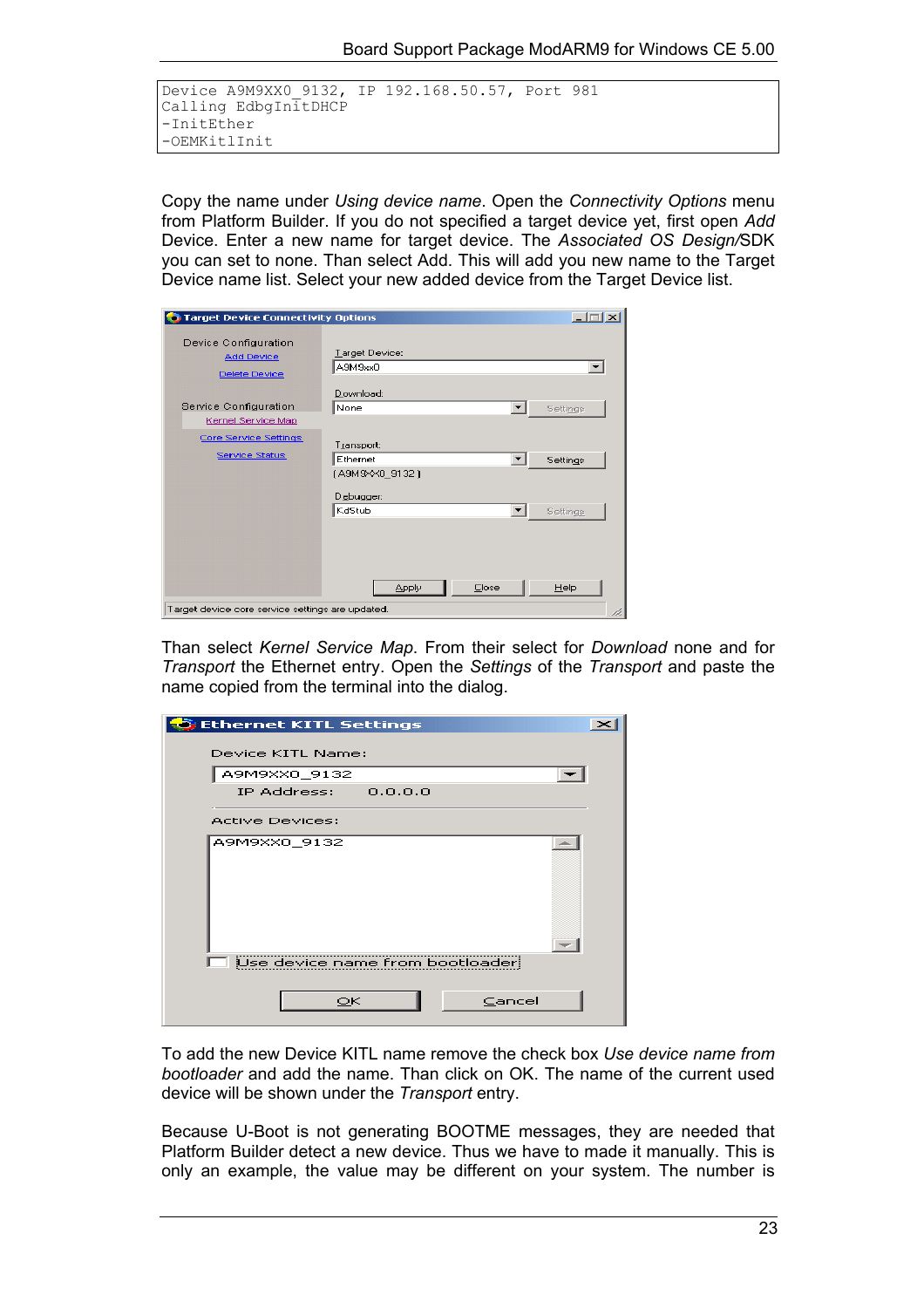```
Device A9M9XX0_9132, IP 192.168.50.57, Port 981
Calling EdbgInitDHCP
-InitEther
-OEMKitlInit
```

Copy the name under *Using device name*. Open the *Connectivity Options* menu from Platform Builder. If you do not specified a target device yet, first open *Add* Device. Enter a new name for target device. The *Associated OS Design*/SDK you can set to none. Than select Add. This will add you new name to the Target Device name list. Select your new added device from the Target Device list.

Than select *Kernel Service Map*. From their select for *Download* none and for *Transport* the Ethernet entry. Open the *Settings* of the *Transport* and paste the name copied from the terminal into the dialog.

To add the new Device KITL name remove the check box *Use device name from bootloader* and add the name. Than click on OK. The name of the current used device will be shown under the *Transport* entry.

Because U-Boot is not generating BOOTME messages, they are needed that Platform Builder detect a new device. Thus we have to made it manually. This is only an example, the value may be different on your system. The number is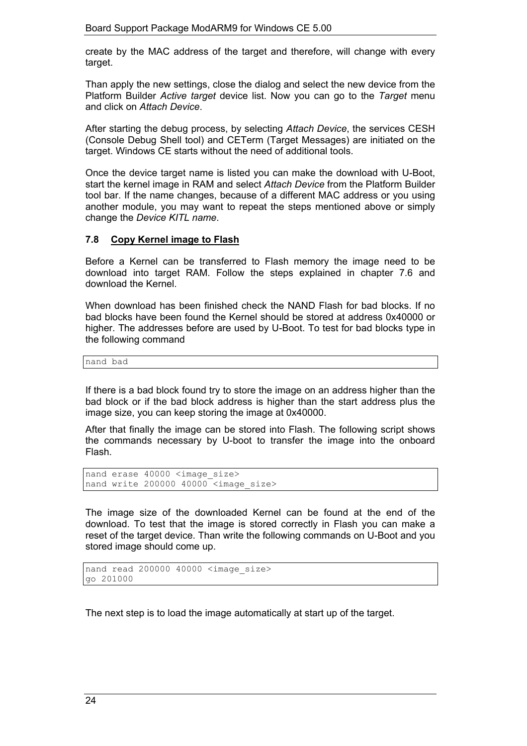create by the MAC address of the target and therefore, will change with every target.

Than apply the new settings, close the dialog and select the new device from the Platform Builder *Active target* device list. Now you can go to the *Target* menu and click on *Attach Device*.

After starting the debug process, by selecting *Attach Device*, the services CESH (Console Debug Shell tool) and CETerm (Target Messages) are initiated on the target. Windows CE starts without the need of additional tools.

Once the device target name is listed you can make the download with U-Boot, start the kernel image in RAM and select *Attach Device* from the Platform Builder tool bar. If the name changes, because of a different MAC address or you using another module, you may want to repeat the steps mentioned above or simply change the *Device KITL name*.

### 7.8 Copy Kernel image to Flash

Before a Kernel can be transferred to Flash memory the image need to be download into target RAM. Follow the steps explained in chapter 7.6 and download the Kernel.

When download has been finished check the NAND Flash for bad blocks. If no bad blocks have been found the Kernel should be stored at address 0x40000 or higher. The addresses before are used by U-Boot. To test for bad blocks type in the following command

```
nand bad
```

If there is a bad block found try to store the image on an address higher than the bad block or if the bad block address is higher than the start address plus the image size, you can keep storing the image at 0x40000.

After that finally the image can be stored into Flash. The following script shows the commands necessary by U-boot to transfer the image into the onboard Flash.

```
nand erase 40000 <image_size>
nand write 200000 40000 <image_size>
```

The image size of the downloaded Kernel can be found at the end of the download. To test that the image is stored correctly in Flash you can make a reset of the target device. Than write the following commands on U-Boot and you stored image should come up.

```
nand read 200000 40000 <image_size>
go 201000
```

The next step is to load the image automatically at start up of the target.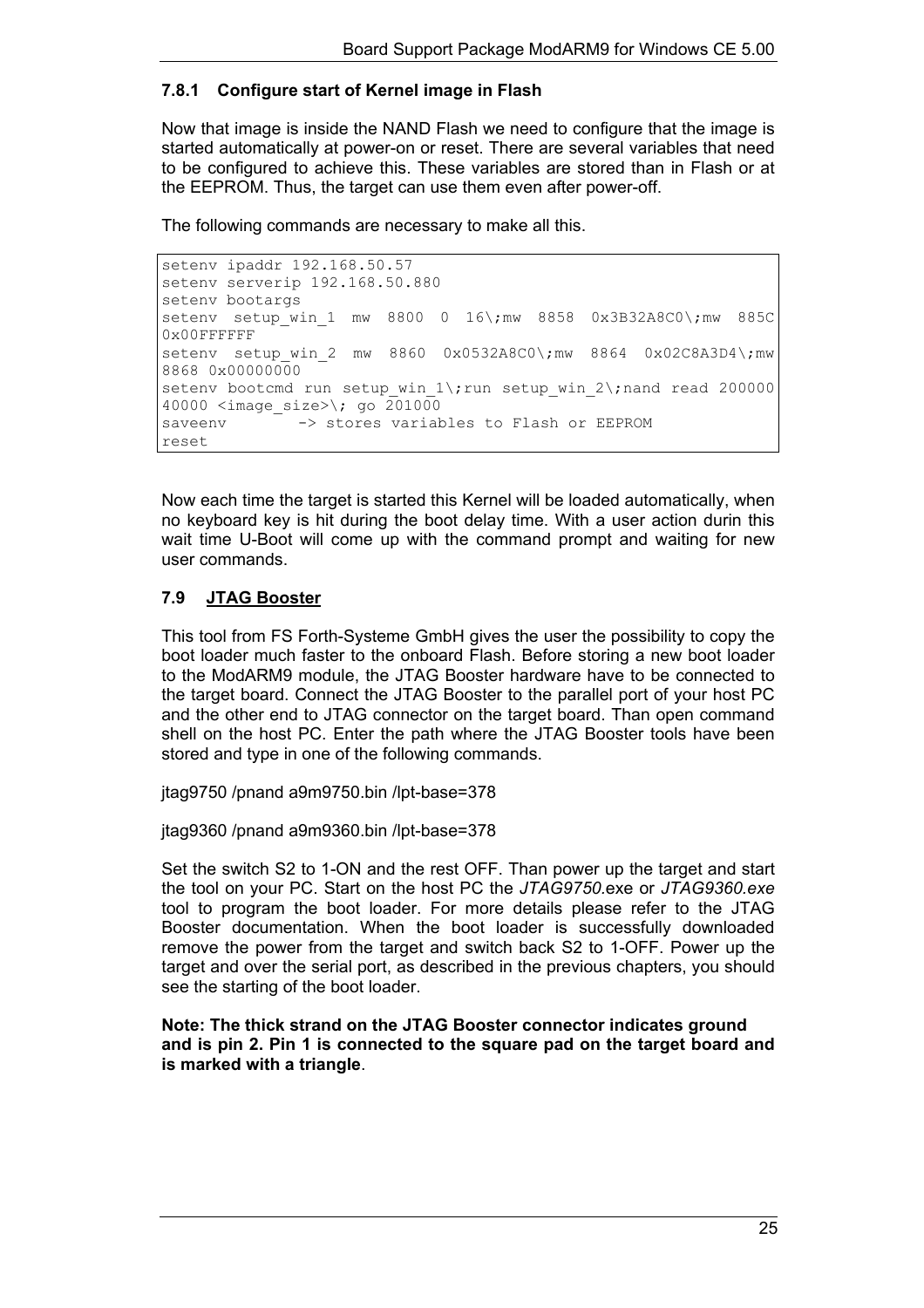### 7.8.1 Configure start of Kernel image in Flash

Now that image is inside the NAND Flash we need to configure that the image is started automatically at power-on or reset. There are several variables that need to be configured to achieve this. These variables are stored than in Flash or at the EEPROM. Thus, the target can use them even after power-off.

The following commands are necessary to make all this.

```
setenv ipaddr 192.168.50.57
setenv serverip 192.168.50.880
setenv bootargs
setenv  setup_win_1  mw  8800  0  16\;mw  8858  0x3B32A8C0\;mw  885C
0x00FFFFFF
setenv  setup_win_2  mw  8860  0x0532A8C0\;mw  8864  0x02C8A3D4\;mw
8868 0x00000000
setenv bootcmd run setup_win_1\;run setup_win_2\;nand read 200000
40000 <image_size>\; go 201000
saveenv        -> stores variables to Flash or EEPROM
reset
```

Now each time the target is started this Kernel will be loaded automatically, when no keyboard key is hit during the boot delay time. With a user action durin this wait time U-Boot will come up with the command prompt and waiting for new user commands.

## 7.9 JTAG Booster

This tool from FS Forth-Systeme GmbH gives the user the possibility to copy the boot loader much faster to the onboard Flash. Before storing a new boot loader to the ModARM9 module, the JTAG Booster hardware have to be connected to the target board. Connect the JTAG Booster to the parallel port of your host PC and the other end to JTAG connector on the target board. Than open command shell on the host PC. Enter the path where the JTAG Booster tools have been stored and type in one of the following commands.

jtag9750 /pnand a9m9750.bin /lpt-base=378

jtag9360 /pnand a9m9360.bin /lpt-base=378

Set the switch S2 to 1-ON and the rest OFF. Than power up the target and start the tool on your PC. Start on the host PC the *JTAG9750.*exe or *JTAG9360.exe* tool to program the boot loader. For more details please refer to the JTAG Booster documentation. When the boot loader is successfully downloaded remove the power from the target and switch back S2 to 1-OFF. Power up the target and over the serial port, as described in the previous chapters, you should see the starting of the boot loader.

**Note: The thick strand on the JTAG Booster connector indicates ground and is pin 2. Pin 1 is connected to the square pad on the target board and is marked with a triangle**.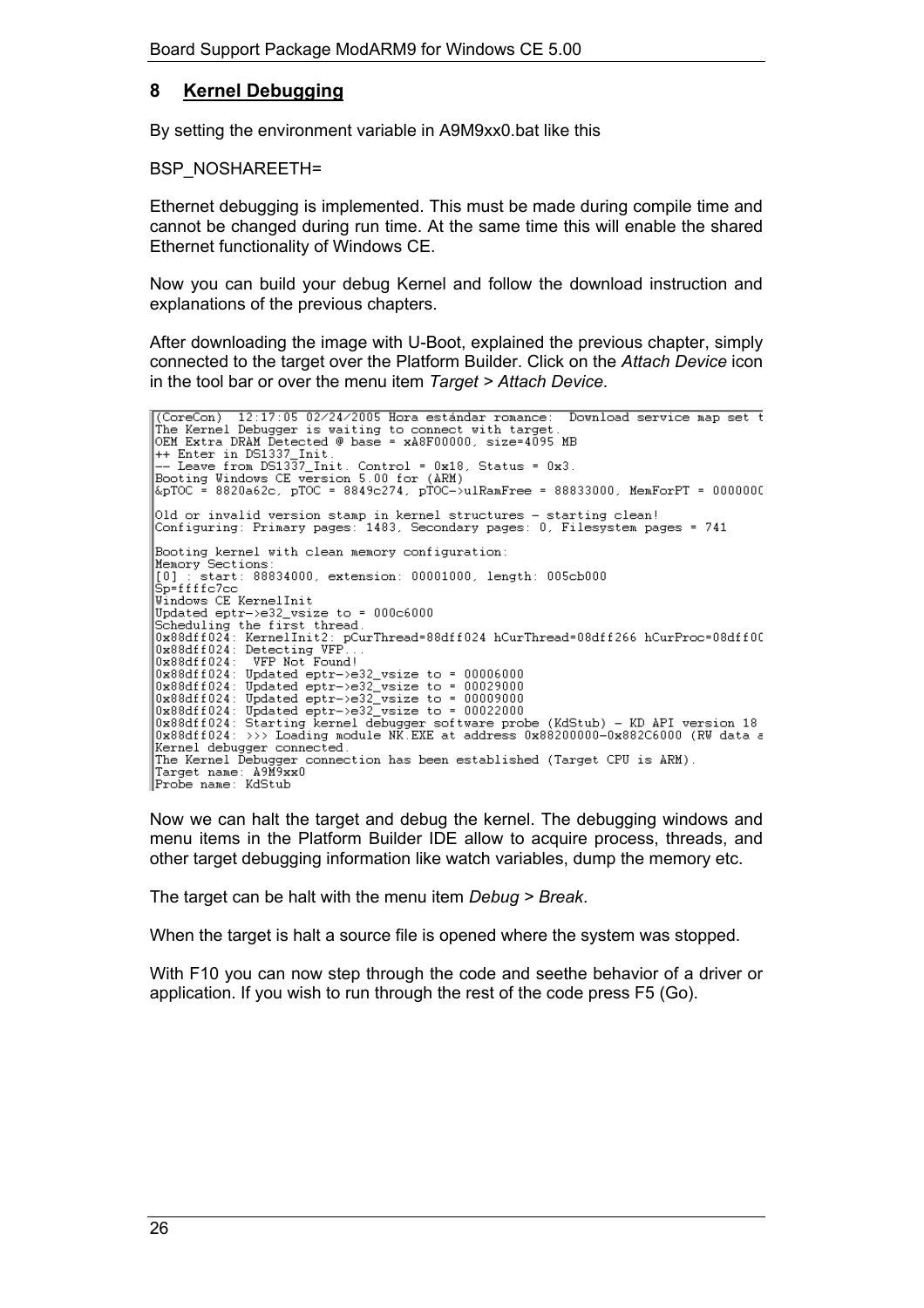## 8 Kernel Debugging

By setting the environment variable in A9M9xx0.bat like this

BSP_NOSHAREETH=

Ethernet debugging is implemented. This must be made during compile time and cannot be changed during run time. At the same time this will enable the shared Ethernet functionality of Windows CE.

Now you can build your debug Kernel and follow the download instruction and explanations of the previous chapters.

After downloading the image with U-Boot, explained the previous chapter, simply connected to the target over the Platform Builder. Click on the *Attach Device* icon in the tool bar or over the menu item *Target > Attach Device*.

```
(CoreCon)  12:17:05 02/24/2005 Hora estándar romance:  Download service map set t
The Kernel Debugger is waiting to connect with target.
OEM Extra DRAM Detected @ base = xA8F00000, size=4095 MB
++ Enter in DS1337_Init.
-- Leave from DS1337_Init. Control = 0x18, Status = 0x3.
Booting Windows CE version 5.00 for (ARM)
&pTOC = 8820a62c, pTOC = 8849c274, pTOC->ulRamFree = 88833000, MemForPT = 0000000

Old or invalid version stamp in kernel structures - starting clean!
Configuring: Primary pages: 1483, Secondary pages: 0, Filesystem pages = 741

Booting kernel with clean memory configuration:
Memory Sections:
[0] : start: 88834000, extension: 00001000, length: 005cb000
Sp=ffffc7cc
Windows CE KernelInit
Updated eptr->e32_vsize to = 000c6000
Scheduling the first thread.
0x88dff024: KernelInit2: pCurThread=88dff024 hCurThread=08dff266 hCurProc=08dff00
0x88dff024: Detecting VFP...
0x88dff024:  VFP Not Found!
0x88dff024: Updated eptr->e32_vsize to = 00006000
0x88dff024: Updated eptr->e32_vsize to = 00029000
0x88dff024: Updated eptr->e32_vsize to = 00009000
0x88dff024: Updated eptr->e32_vsize to = 00022000
0x88dff024: Starting kernel debugger software probe (KdStub) - KD API version 18
0x88dff024: >>> Loading module NK.EXE at address 0x88200000-0x882C6000 (RW data a
Kernel debugger connected.
The Kernel Debugger connection has been established (Target CPU is ARM).
Target name: A9M9xx0
Probe name: KdStub
```

Now we can halt the target and debug the kernel. The debugging windows and menu items in the Platform Builder IDE allow to acquire process, threads, and other target debugging information like watch variables, dump the memory etc.

The target can be halt with the menu item *Debug > Break*.

When the target is halt a source file is opened where the system was stopped.

With F10 you can now step through the code and seethe behavior of a driver or application. If you wish to run through the rest of the code press F5 (Go).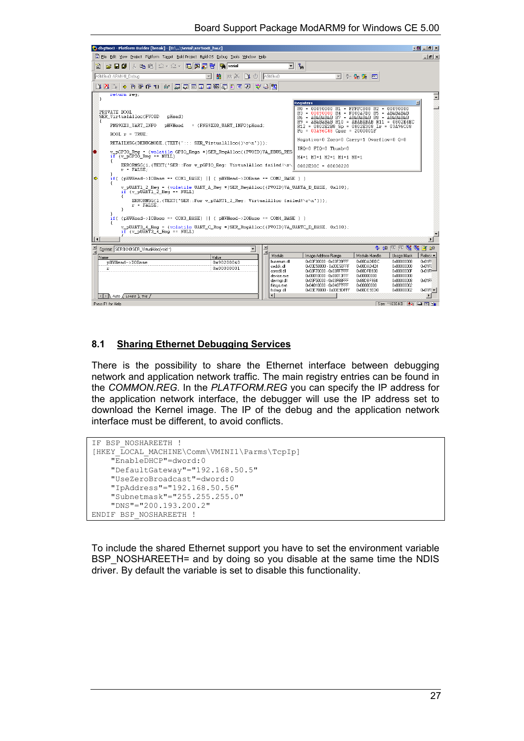## 8.1 Sharing Ethernet Debugging Services

There is the possibility to share the Ethernet interface between debugging network and application network traffic. The main registry entries can be found in the *COMMON.REG*. In the *PLATFORM.REG* you can specify the IP address for the application network interface, the debugger will use the IP address set to download the Kernel image. The IP of the debug and the application network interface must be different, to avoid conflicts.

```
IF BSP_NOSHAREETH !
[HKEY_LOCAL_MACHINE\Comm\VMINI1\Parms\TcpIp]
    "EnableDHCP"=dword:0
    "DefaultGateway"="192.168.50.5"
    "UseZeroBroadcast"=dword:0
    "IpAddress"="192.168.50.56"
    "Subnetmask"="255.255.255.0"
    "DNS"="200.193.200.2"
ENDIF BSP_NOSHAREETH !
```

To include the shared Ethernet support you have to set the environment variable BSP_NOSHAREETH= and by doing so you disable at the same time the NDIS driver. By default the variable is set to disable this functionality.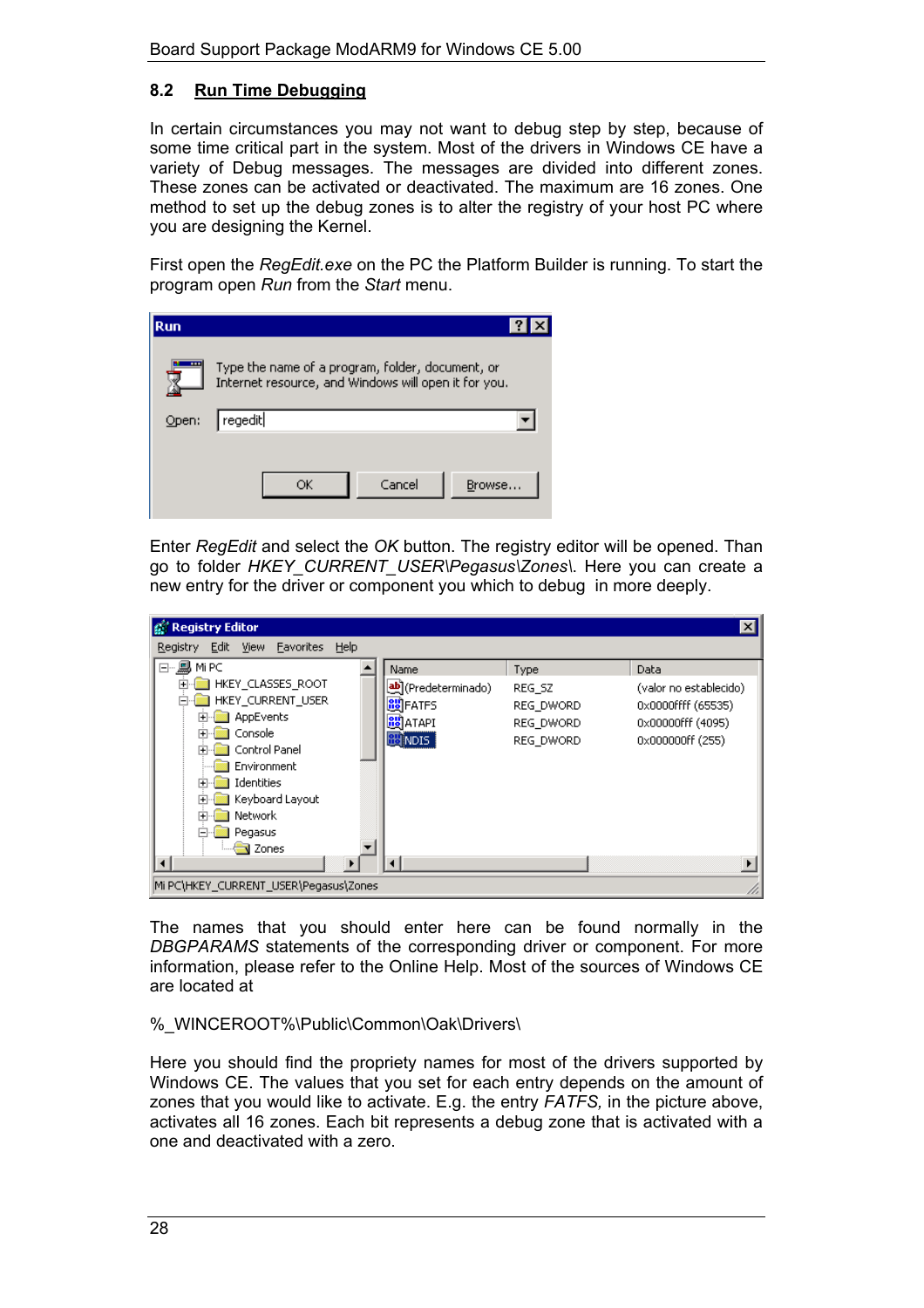## 8.2 Run Time Debugging

In certain circumstances you may not want to debug step by step, because of some time critical part in the system. Most of the drivers in Windows CE have a variety of Debug messages. The messages are divided into different zones. These zones can be activated or deactivated. The maximum are 16 zones. One method to set up the debug zones is to alter the registry of your host PC where you are designing the Kernel.

First open the *RegEdit.exe* on the PC the Platform Builder is running. To start the program open *Run* from the *Start* menu.

Enter *RegEdit* and select the *OK* button. The registry editor will be opened. Than go to folder *HKEY_CURRENT_USER\Pegasus\Zones\*. Here you can create a new entry for the driver or component you which to debug in more deeply.

The names that you should enter here can be found normally in the *DBGPARAMS* statements of the corresponding driver or component. For more information, please refer to the Online Help. Most of the sources of Windows CE are located at

%_WINCEROOT%\Public\Common\Oak\Drivers\

Here you should find the propriety names for most of the drivers supported by Windows CE. The values that you set for each entry depends on the amount of zones that you would like to activate. E.g. the entry *FATFS,* in the picture above, activates all 16 zones. Each bit represents a debug zone that is activated with a one and deactivated with a zero.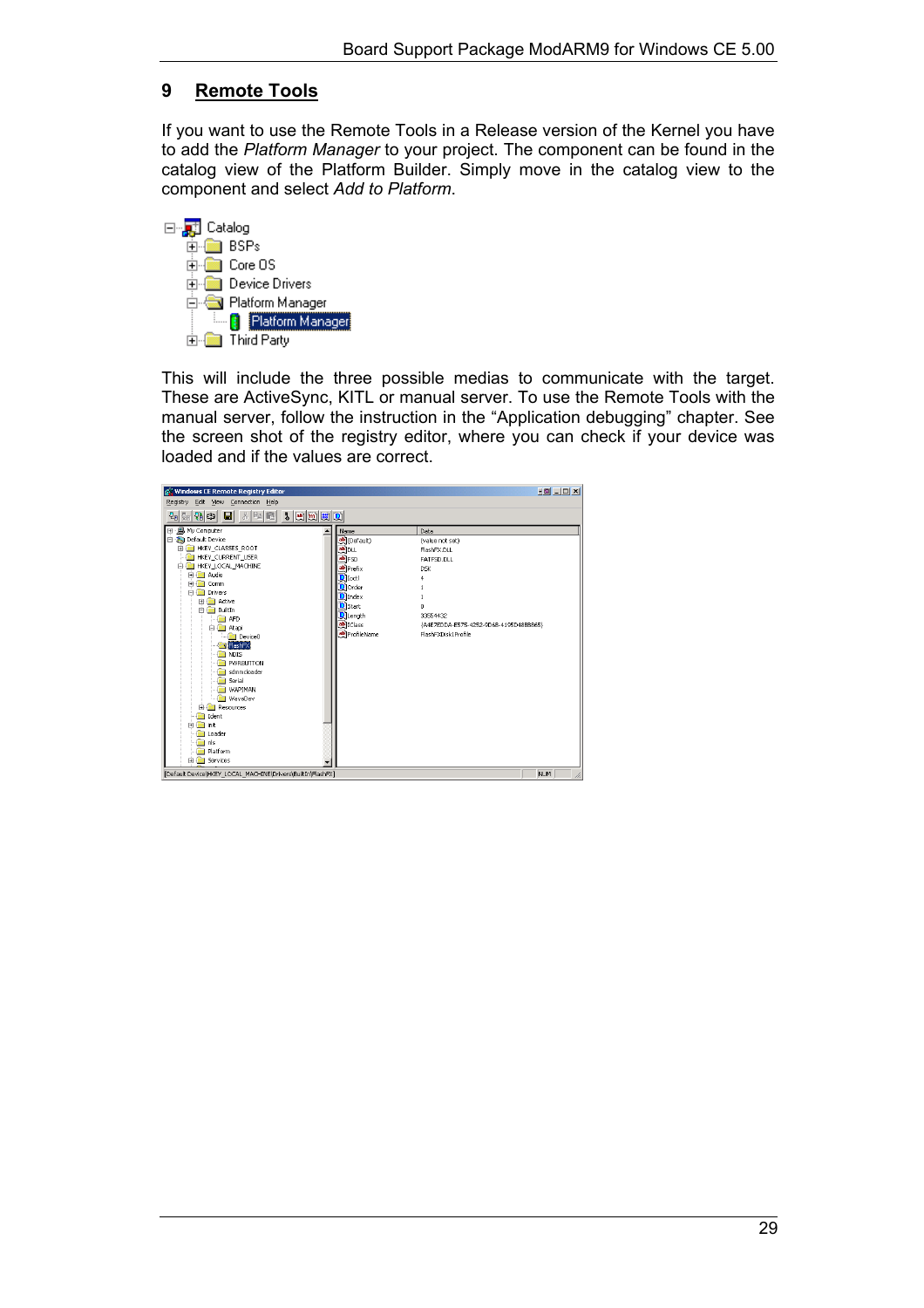## 9 Remote Tools

If you want to use the Remote Tools in a Release version of the Kernel you have to add the *Platform Manager* to your project. The component can be found in the catalog view of the Platform Builder. Simply move in the catalog view to the component and select *Add to Platform*.

This will include the three possible medias to communicate with the target. These are ActiveSync, KITL or manual server. To use the Remote Tools with the manual server, follow the instruction in the “Application debugging” chapter. See the screen shot of the registry editor, where you can check if your device was loaded and if the values are correct.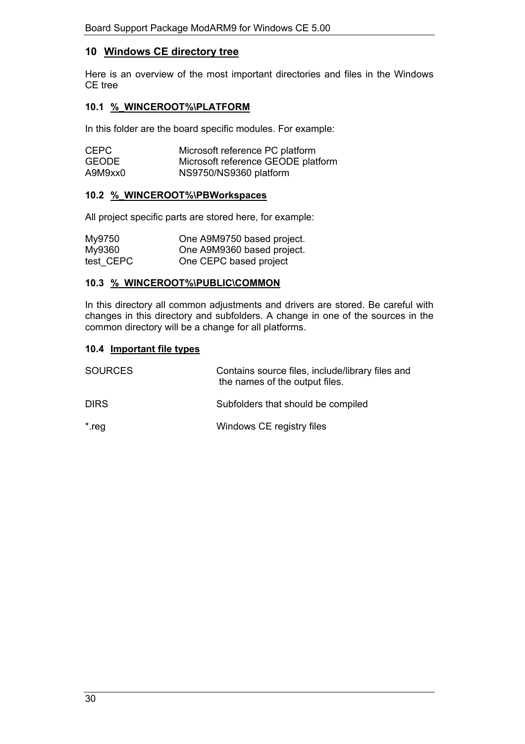# 10 Windows CE directory tree

Here is an overview of the most important directories and files in the Windows CE tree

## 10.1 %_WINCEROOT%\PLATFORM

In this folder are the board specific modules. For example:

| | |
|---|---|
| CEPC | Microsoft reference PC platform |
| GEODE | Microsoft reference GEODE platform |
| A9M9xx0 | NS9750/NS9360 platform |

## 10.2 %_WINCEROOT%\PBWorkspaces

All project specific parts are stored here, for example:

| | |
|---|---|
| My9750 | One A9M9750 based project. |
| My9360 | One A9M9360 based project. |
| test_CEPC | One CEPC based project |

## 10.3 %_WINCEROOT%\PUBLIC\COMMON

In this directory all common adjustments and drivers are stored. Be careful with changes in this directory and subfolders. A change in one of the sources in the common directory will be a change for all platforms.

## 10.4 Important file types

| | |
|---|---|
| SOURCES | Contains source files, include/library files and the names of the output files. |
| DIRS | Subfolders that should be compiled |
| *.reg | Windows CE registry files |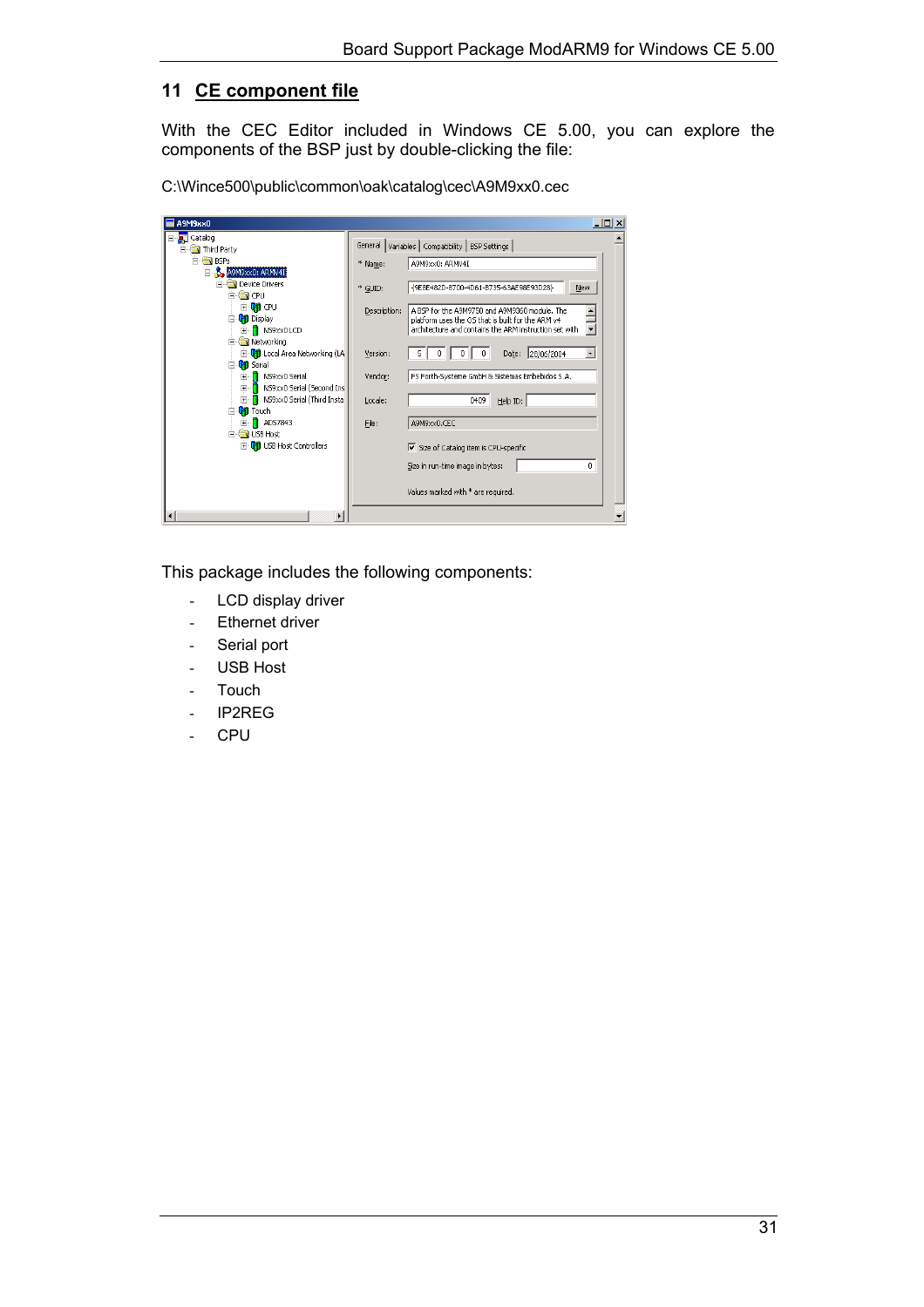## 11 CE component file

With the CEC Editor included in Windows CE 5.00, you can explore the components of the BSP just by double-clicking the file:

C:\Wince500\public\common\oak\catalog\cec\A9M9xx0.cec

This package includes the following components:

- LCD display driver
- Ethernet driver
- Serial port
- USB Host
- Touch
- IP2REG
- CPU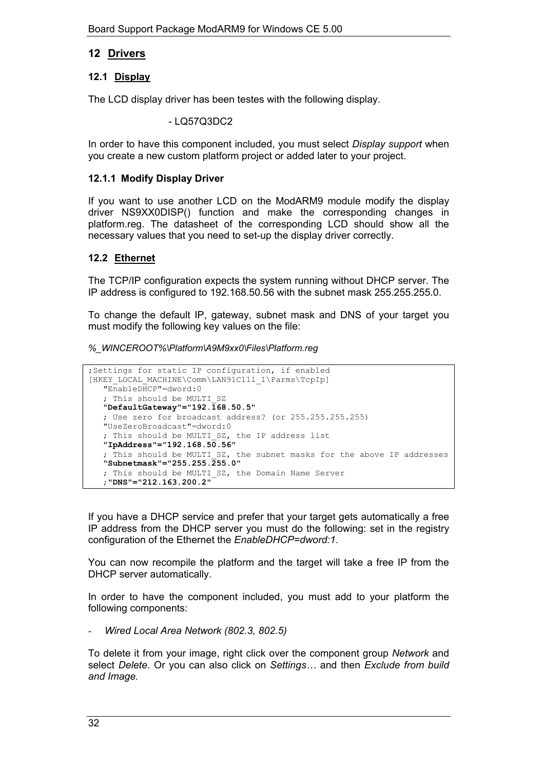## 12 Drivers

### 12.1 Display

The LCD display driver has been testes with the following display.

- LQ57Q3DC2

In order to have this component included, you must select *Display support* when you create a new custom platform project or added later to your project.

#### 12.1.1 Modify Display Driver

If you want to use another LCD on the ModARM9 module modify the display driver NS9XX0DISP() function and make the corresponding changes in platform.reg. The datasheet of the corresponding LCD should show all the necessary values that you need to set-up the display driver correctly.

### 12.2 Ethernet

The TCP/IP configuration expects the system running without DHCP server. The IP address is configured to 192.168.50.56 with the subnet mask 255.255.255.0.

To change the default IP, gateway, subnet mask and DNS of your target you must modify the following key values on the file:

*%_WINCEROOT%\Platform\A9M9xx0\Files\Platform.reg*

```
;Settings for static IP configuration, if enabled
[HKEY_LOCAL_MACHINE\Comm\LAN91C111_1\Parms\TcpIp]
   "EnableDHCP"=dword:0
   ; This should be MULTI_SZ
   "DefaultGateway"="192.168.50.5"
   ; Use zero for broadcast address? (or 255.255.255.255)
   "UseZeroBroadcast"=dword:0
   ; This should be MULTI_SZ, the IP address list
   "IpAddress"="192.168.50.56"
   ; This should be MULTI_SZ, the subnet masks for the above IP addresses
   "Subnetmask"="255.255.255.0"
   ; This should be MULTI_SZ, the Domain Name Server
   ;"DNS"="212.163.200.2"
```

If you have a DHCP service and prefer that your target gets automatically a free IP address from the DHCP server you must do the following: set in the registry configuration of the Ethernet the *EnableDHCP=dword:1*.

You can now recompile the platform and the target will take a free IP from the DHCP server automatically.

In order to have the component included, you must add to your platform the following components:

- *Wired Local Area Network (802.3, 802.5)*

To delete it from your image, right click over the component group *Network* and select *Delete*. Or you can also click on *Settings…* and then *Exclude from build and Image.*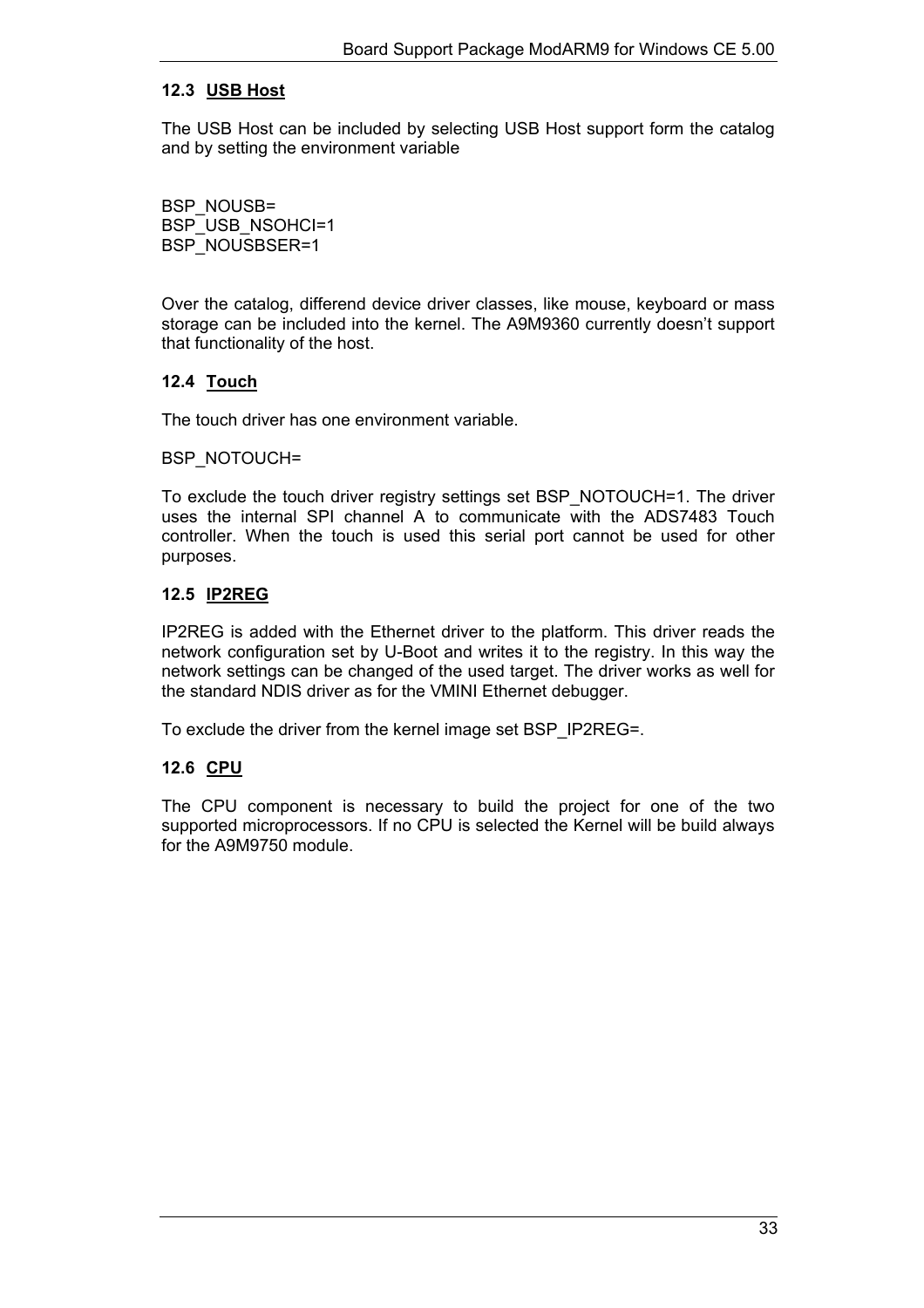## 12.3 USB Host

The USB Host can be included by selecting USB Host support form the catalog and by setting the environment variable

```
BSP_NOUSB=
BSP_USB_NSOHCI=1
BSP_NOUSBSER=1
```

Over the catalog, differend device driver classes, like mouse, keyboard or mass storage can be included into the kernel. The A9M9360 currently doesn't support that functionality of the host.

## 12.4 Touch

The touch driver has one environment variable.

BSP_NOTOUCH=

To exclude the touch driver registry settings set BSP_NOTOUCH=1. The driver uses the internal SPI channel A to communicate with the ADS7483 Touch controller. When the touch is used this serial port cannot be used for other purposes.

## 12.5 IP2REG

IP2REG is added with the Ethernet driver to the platform. This driver reads the network configuration set by U-Boot and writes it to the registry. In this way the network settings can be changed of the used target. The driver works as well for the standard NDIS driver as for the VMINI Ethernet debugger.

To exclude the driver from the kernel image set BSP_IP2REG=.

## 12.6 CPU

The CPU component is necessary to build the project for one of the two supported microprocessors. If no CPU is selected the Kernel will be build always for the A9M9750 module.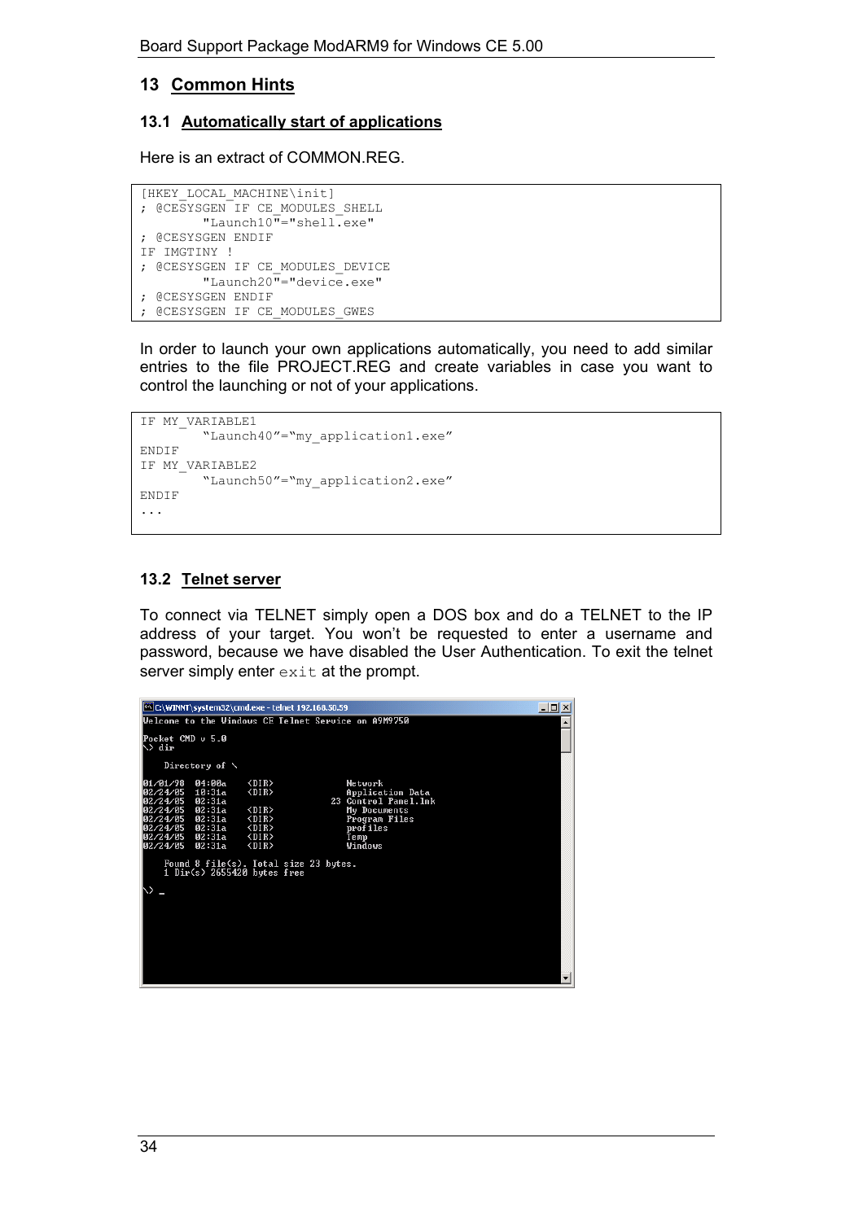# 13 Common Hints

## 13.1 Automatically start of applications

Here is an extract of COMMON.REG.

```
[HKEY_LOCAL_MACHINE\init]
; @CESYSGEN IF CE_MODULES_SHELL
        "Launch10"="shell.exe"
; @CESYSGEN ENDIF
IF IMGTINY !
; @CESYSGEN IF CE_MODULES_DEVICE
        "Launch20"="device.exe"
; @CESYSGEN ENDIF
; @CESYSGEN IF CE_MODULES_GWES
```

In order to launch your own applications automatically, you need to add similar entries to the file PROJECT.REG and create variables in case you want to control the launching or not of your applications.

```
IF MY_VARIABLE1
        "Launch40"="my_application1.exe"
ENDIF
IF MY_VARIABLE2
        "Launch50"="my_application2.exe"
ENDIF
...
```

## 13.2 Telnet server

To connect via TELNET simply open a DOS box and do a TELNET to the IP address of your target. You won't be requested to enter a username and password, because we have disabled the User Authentication. To exit the telnet server simply enter `exit` at the prompt.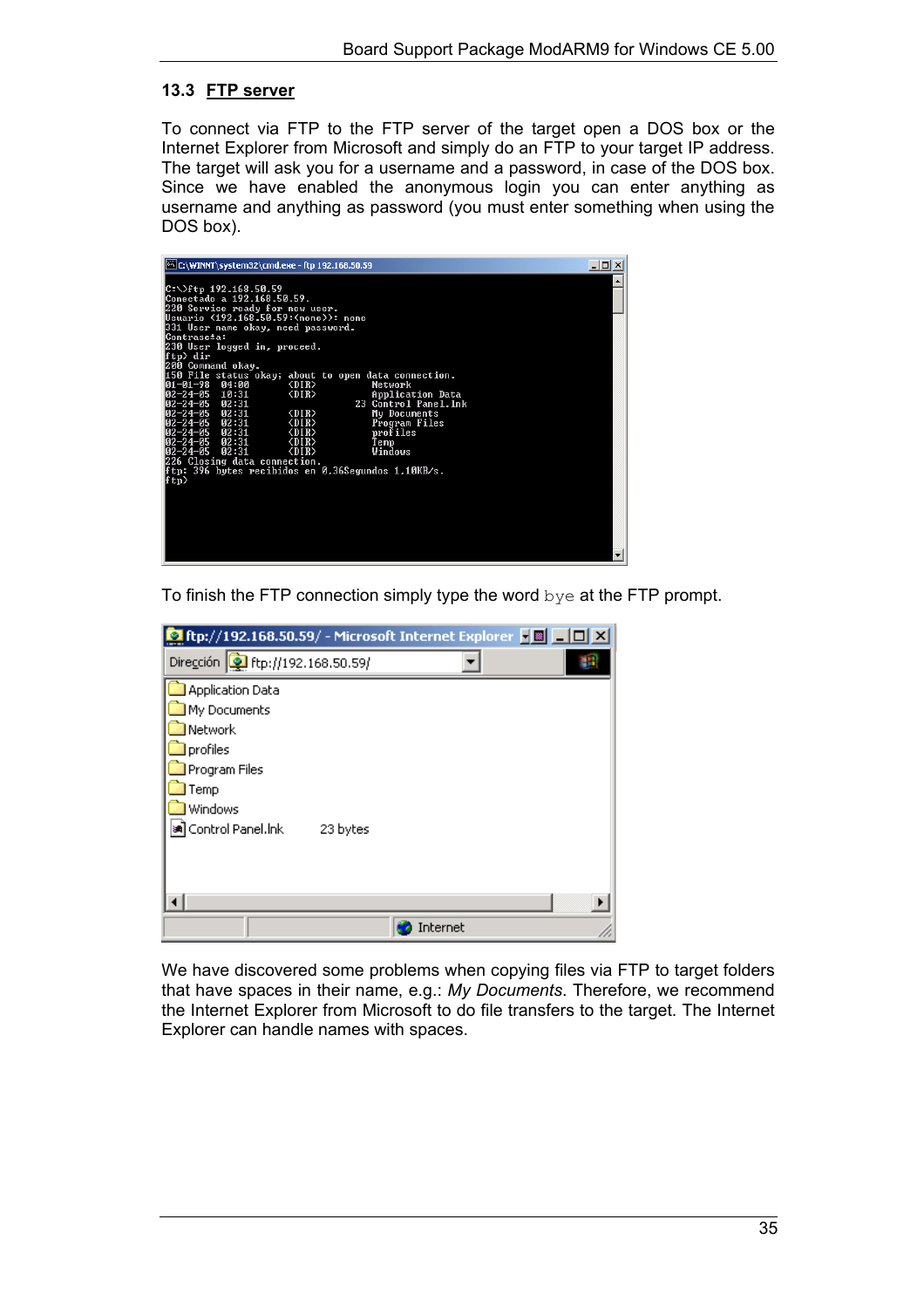## 13.3 FTP server

To connect via FTP to the FTP server of the target open a DOS box or the Internet Explorer from Microsoft and simply do an FTP to your target IP address. The target will ask you for a username and a password, in case of the DOS box. Since we have enabled the anonymous login you can enter anything as username and anything as password (you must enter something when using the DOS box).

To finish the FTP connection simply type the word `bye` at the FTP prompt.

We have discovered some problems when copying files via FTP to target folders that have spaces in their name, e.g.: *My Documents*. Therefore, we recommend the Internet Explorer from Microsoft to do file transfers to the target. The Internet Explorer can handle names with spaces.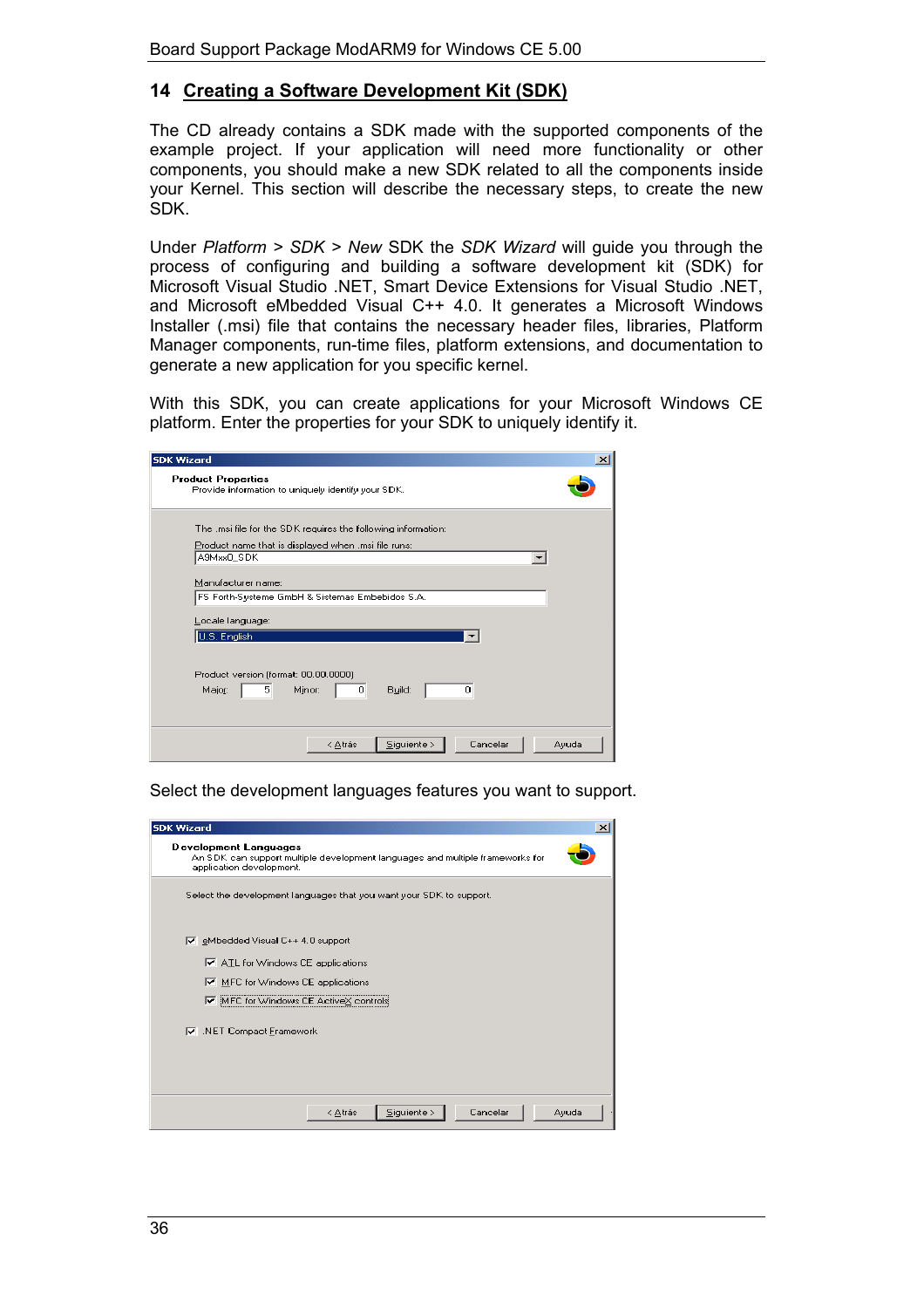## 14 Creating a Software Development Kit (SDK)

The CD already contains a SDK made with the supported components of the example project. If your application will need more functionality or other components, you should make a new SDK related to all the components inside your Kernel. This section will describe the necessary steps, to create the new SDK.

Under *Platform* > *SDK* > *New* SDK the *SDK Wizard* will guide you through the process of configuring and building a software development kit (SDK) for Microsoft Visual Studio .NET, Smart Device Extensions for Visual Studio .NET, and Microsoft eMbedded Visual C++ 4.0. It generates a Microsoft Windows Installer (.msi) file that contains the necessary header files, libraries, Platform Manager components, run-time files, platform extensions, and documentation to generate a new application for you specific kernel.

With this SDK, you can create applications for your Microsoft Windows CE platform. Enter the properties for your SDK to uniquely identify it.

Select the development languages features you want to support.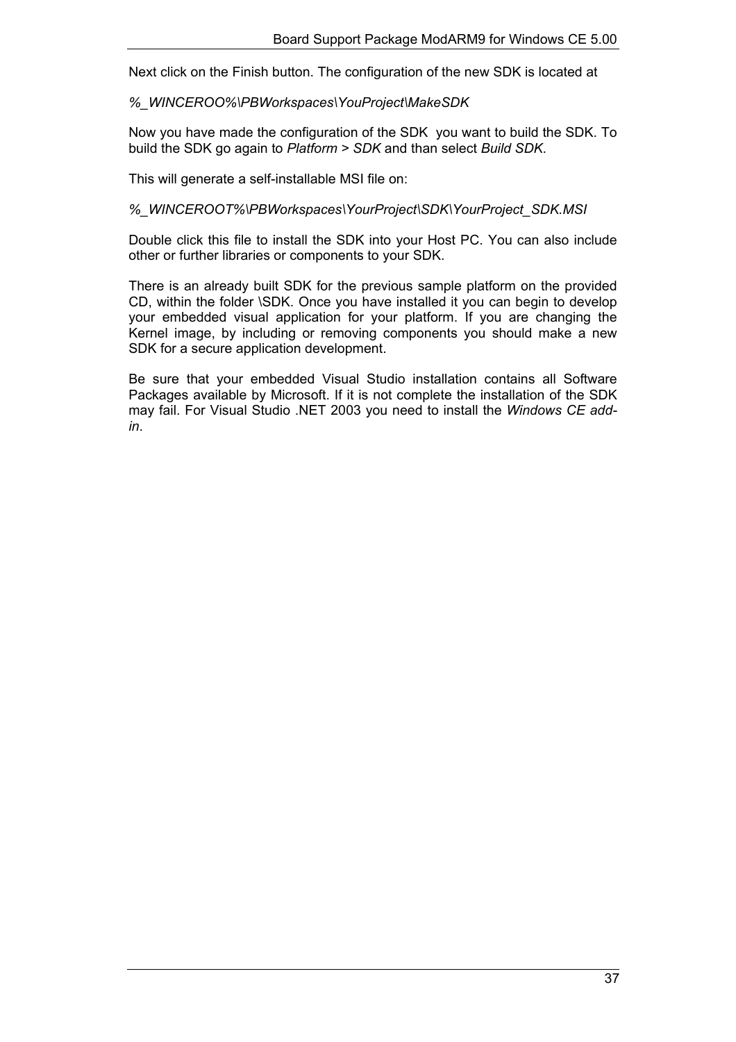Next click on the Finish button. The configuration of the new SDK is located at

*%_WINCEROO%\PBWorkspaces\YouProject\MakeSDK*

Now you have made the configuration of the SDK  you want to build the SDK. To build the SDK go again to *Platform* > *SDK* and than select *Build SDK*.

This will generate a self-installable MSI file on:

*%_WINCEROOT%\PBWorkspaces\YourProject\SDK\YourProject_SDK.MSI*

Double click this file to install the SDK into your Host PC. You can also include other or further libraries or components to your SDK.

There is an already built SDK for the previous sample platform on the provided CD, within the folder \SDK. Once you have installed it you can begin to develop your embedded visual application for your platform. If you are changing the Kernel image, by including or removing components you should make a new SDK for a secure application development.

Be sure that your embedded Visual Studio installation contains all Software Packages available by Microsoft. If it is not complete the installation of the SDK may fail. For Visual Studio .NET 2003 you need to install the *Windows CE add-in*.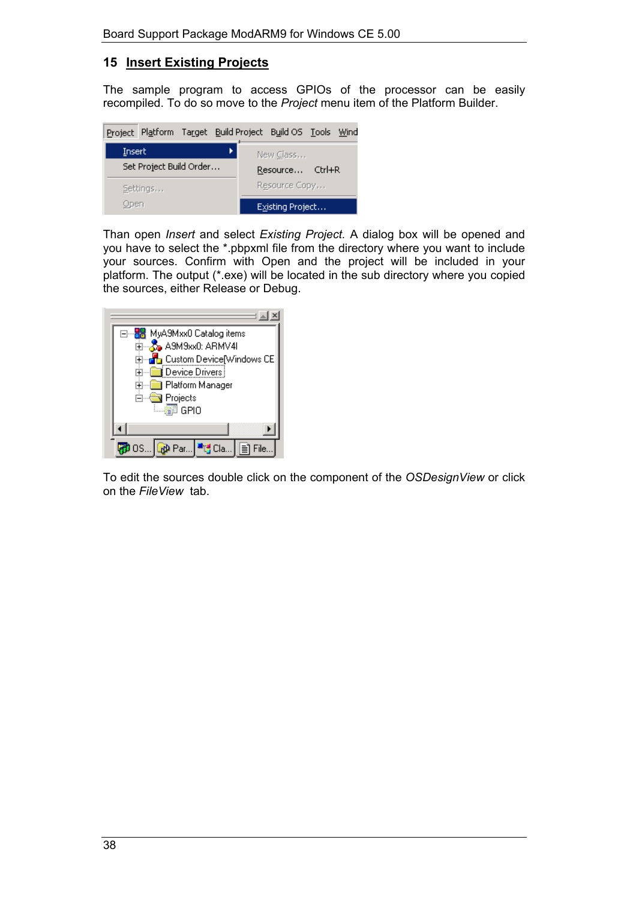## 15 Insert Existing Projects

The sample program to access GPIOs of the processor can be easily recompiled. To do so move to the *Project* menu item of the Platform Builder.

Than open *Insert* and select *Existing Project.* A dialog box will be opened and you have to select the *.pbpxml file from the directory where you want to include your sources. Confirm with Open and the project will be included in your platform. The output (*.exe) will be located in the sub directory where you copied the sources, either Release or Debug.

To edit the sources double click on the component of the *OSDesignView* or click on the *FileView* tab.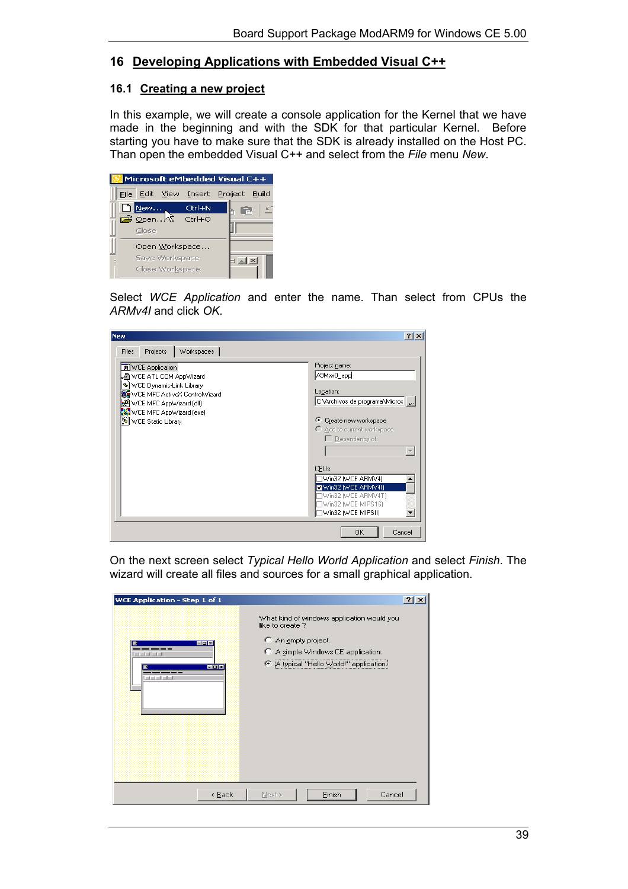# 16 Developing Applications with Embedded Visual C++

## 16.1 Creating a new project

In this example, we will create a console application for the Kernel that we have made in the beginning and with the SDK for that particular Kernel. Before starting you have to make sure that the SDK is already installed on the Host PC. Than open the embedded Visual C++ and select from the *File* menu *New*.

Select *WCE Application* and enter the name. Than select from CPUs the *ARMv4I* and click *OK*.

On the next screen select *Typical Hello World Application* and select *Finish*. The wizard will create all files and sources for a small graphical application.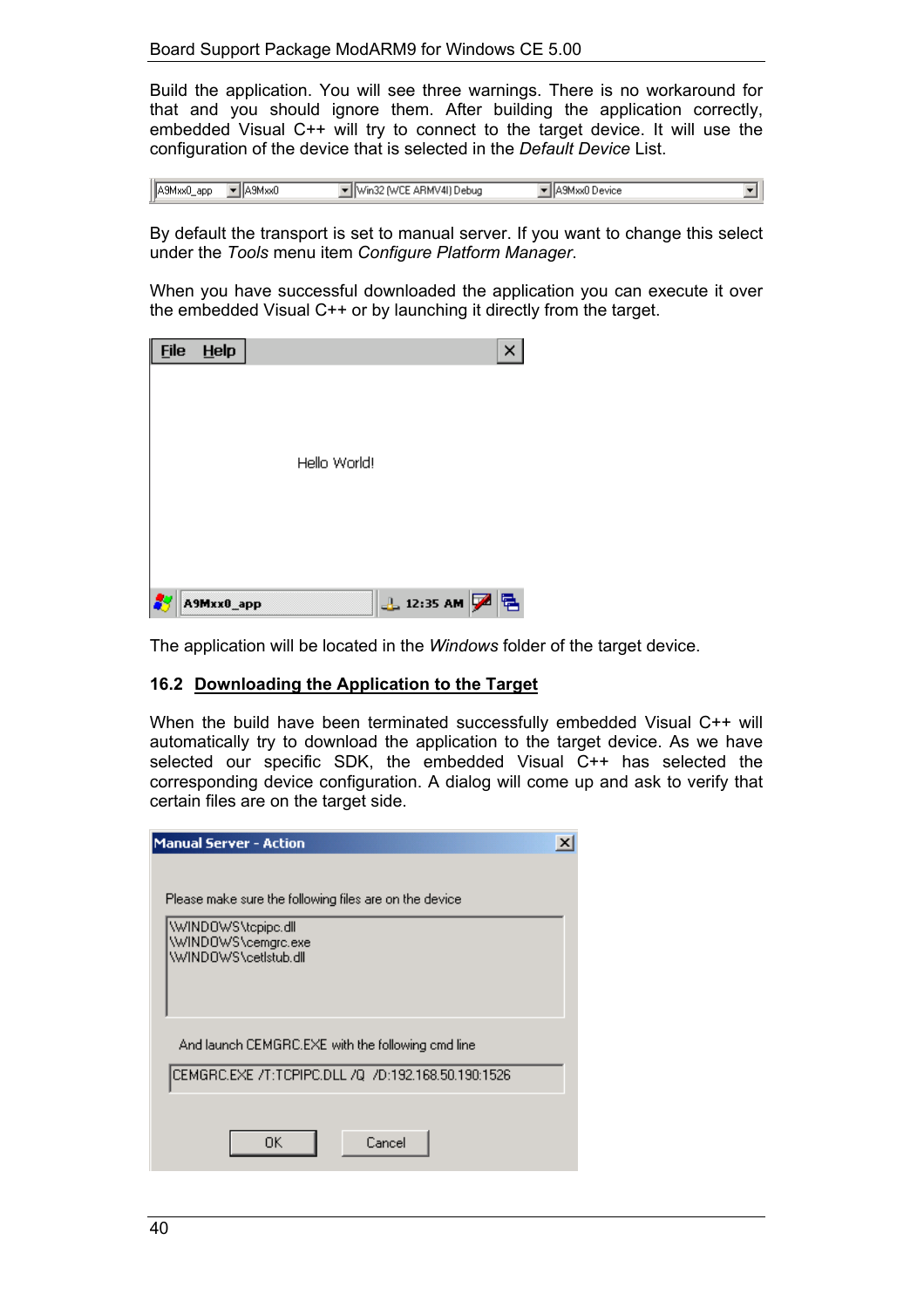Build the application. You will see three warnings. There is no workaround for that and you should ignore them. After building the application correctly, embedded Visual C++ will try to connect to the target device. It will use the configuration of the device that is selected in the *Default Device* List.

By default the transport is set to manual server. If you want to change this select under the *Tools* menu item *Configure Platform Manager*.

When you have successful downloaded the application you can execute it over the embedded Visual C++ or by launching it directly from the target.

The application will be located in the *Windows* folder of the target device.

## 16.2 Downloading the Application to the Target

When the build have been terminated successfully embedded Visual C++ will automatically try to download the application to the target device. As we have selected our specific SDK, the embedded Visual C++ has selected the corresponding device configuration. A dialog will come up and ask to verify that certain files are on the target side.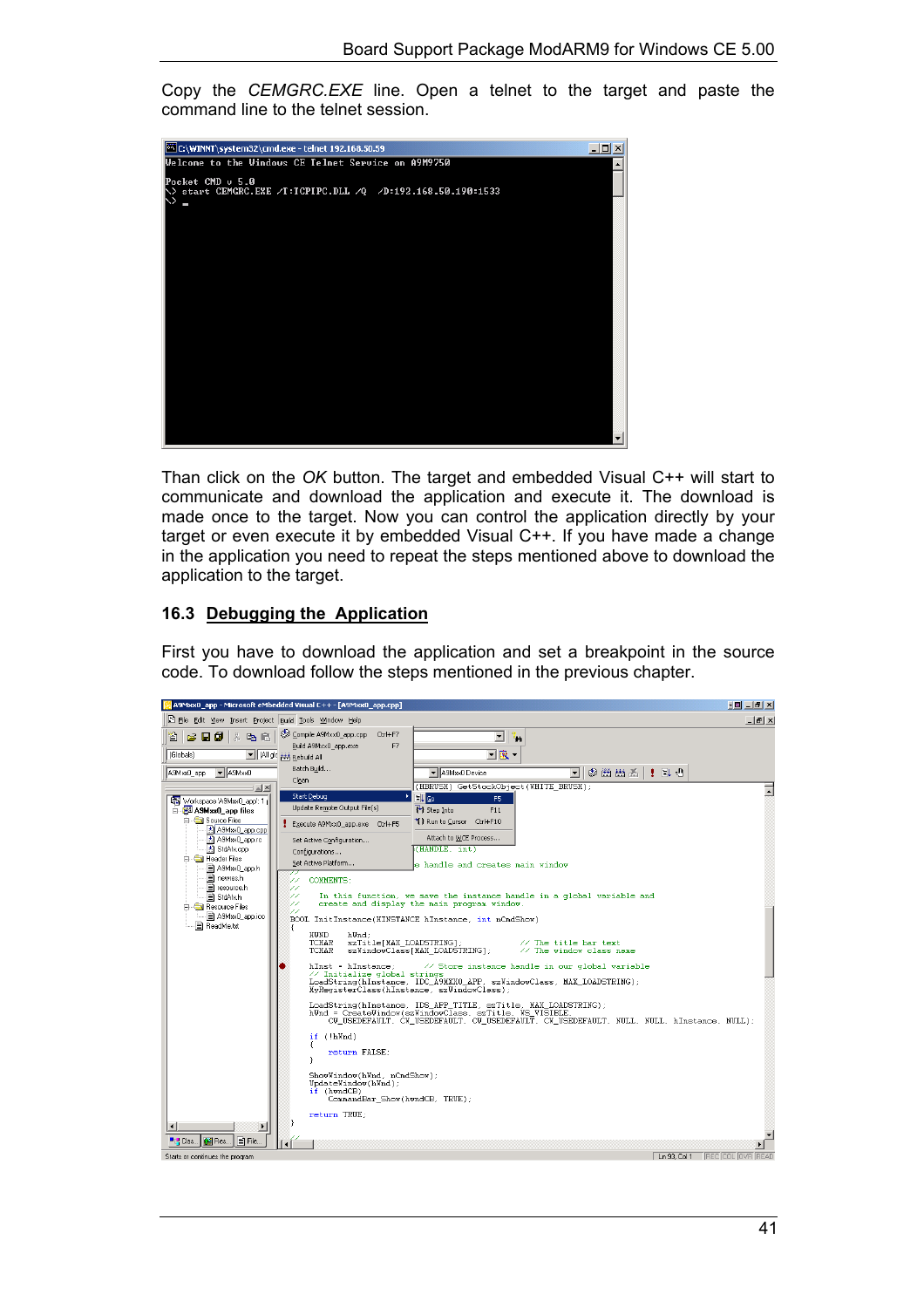Copy the *CEMGRC.EXE* line. Open a telnet to the target and paste the command line to the telnet session.

Than click on the *OK* button. The target and embedded Visual C++ will start to communicate and download the application and execute it. The download is made once to the target. Now you can control the application directly by your target or even execute it by embedded Visual C++. If you have made a change in the application you need to repeat the steps mentioned above to download the application to the target.

### 16.3 Debugging the Application

First you have to download the application and set a breakpoint in the source code. To download follow the steps mentioned in the previous chapter.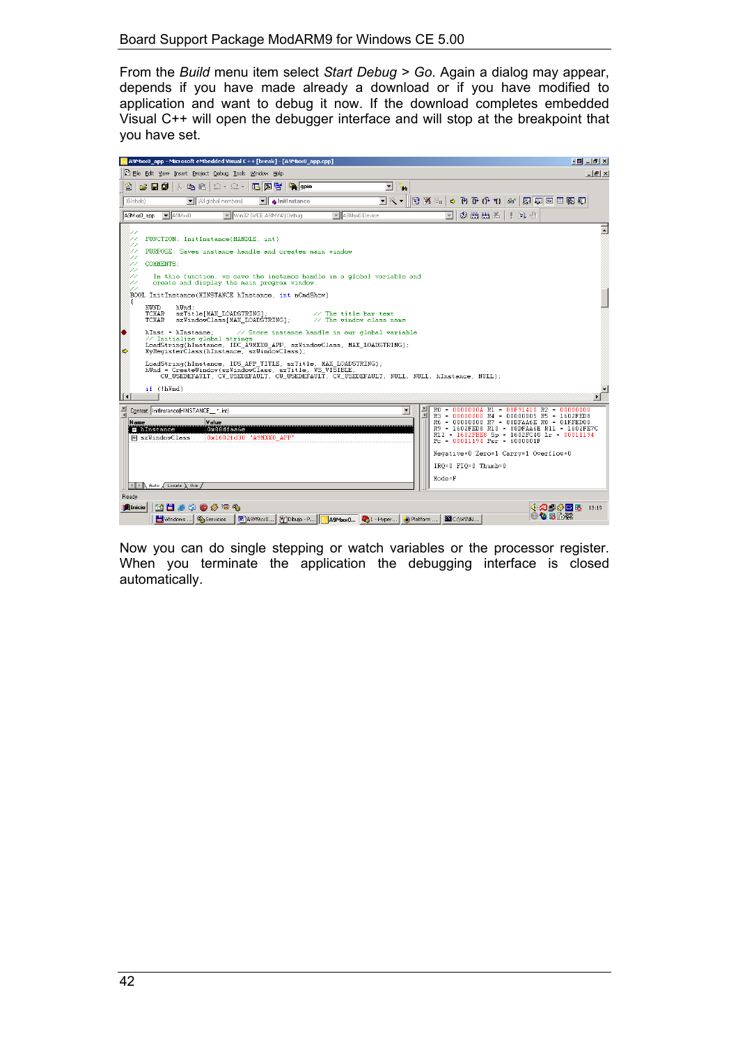From the *Build* menu item select *Start Debug* > *Go*. Again a dialog may appear, depends if you have made already a download or if you have modified to application and want to debug it now. If the download completes embedded Visual C++ will open the debugger interface and will stop at the breakpoint that you have set.

Now you can do single stepping or watch variables or the processor register. When you terminate the application the debugging interface is closed automatically.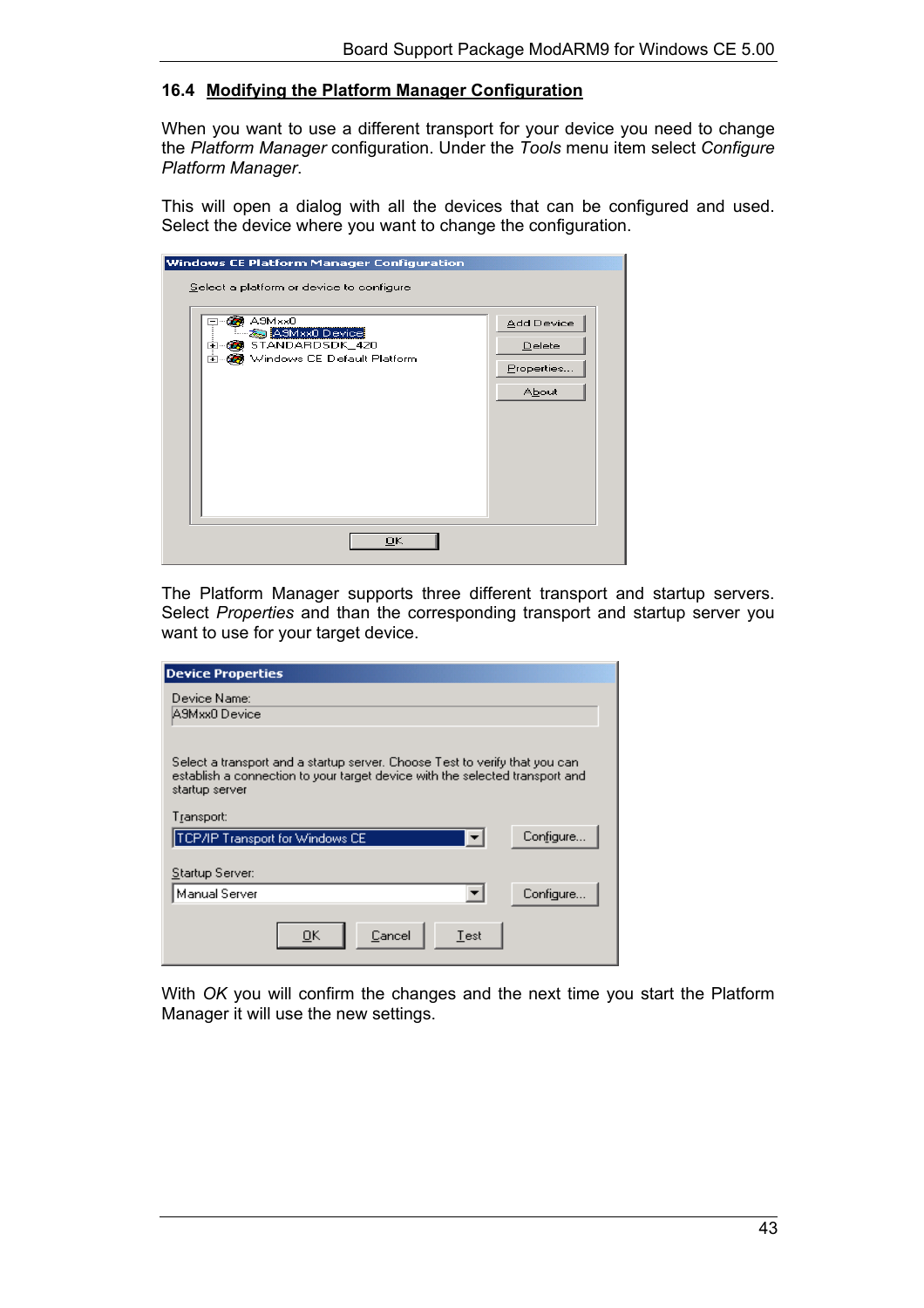## 16.4 Modifying the Platform Manager Configuration

When you want to use a different transport for your device you need to change the *Platform Manager* configuration. Under the *Tools* menu item select *Configure Platform Manager*.

This will open a dialog with all the devices that can be configured and used. Select the device where you want to change the configuration.

The Platform Manager supports three different transport and startup servers. Select *Properties* and than the corresponding transport and startup server you want to use for your target device.

With *OK* you will confirm the changes and the next time you start the Platform Manager it will use the new settings.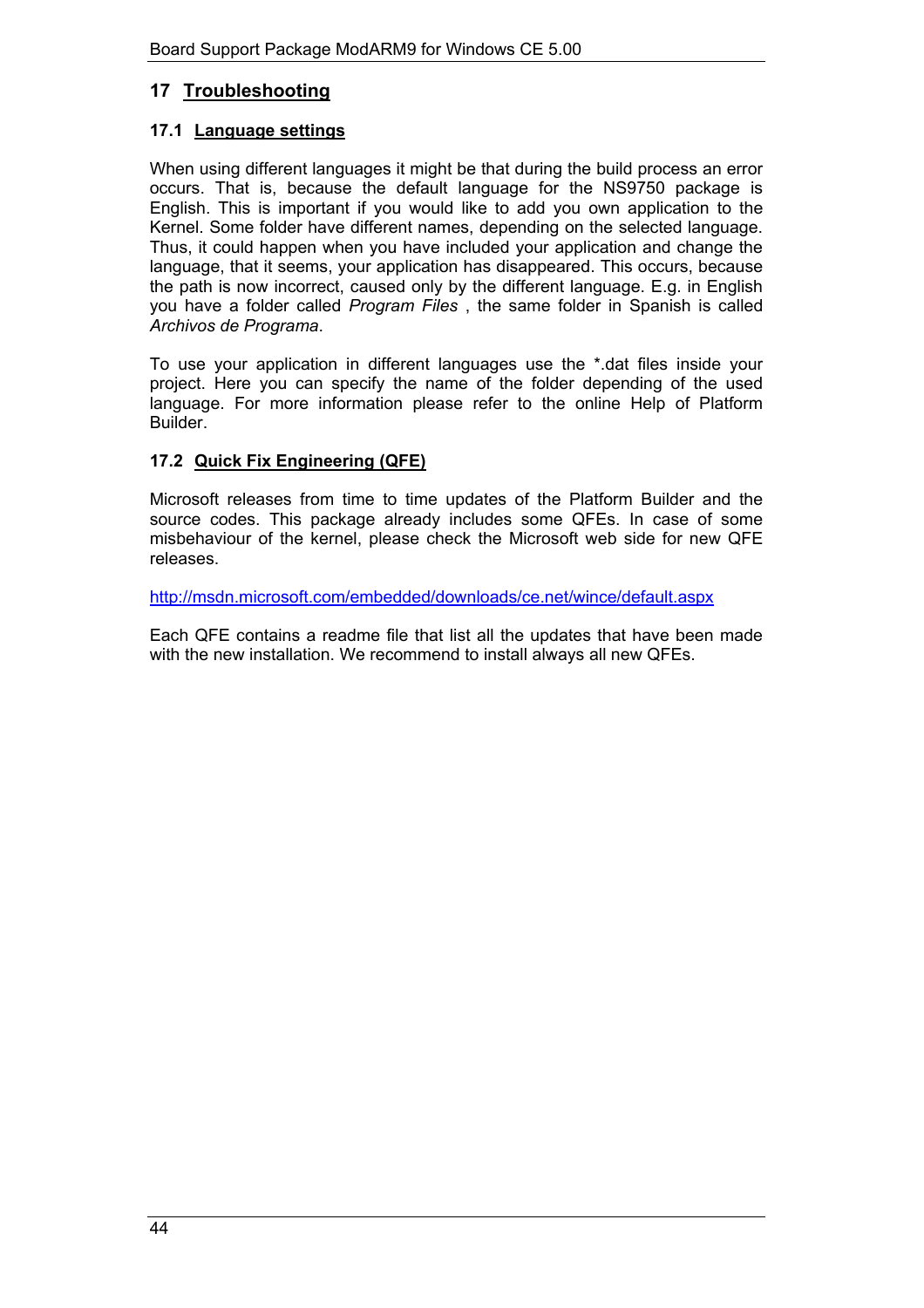# 17 Troubleshooting

## 17.1 Language settings

When using different languages it might be that during the build process an error occurs. That is, because the default language for the NS9750 package is English. This is important if you would like to add you own application to the Kernel. Some folder have different names, depending on the selected language. Thus, it could happen when you have included your application and change the language, that it seems, your application has disappeared. This occurs, because the path is now incorrect, caused only by the different language. E.g. in English you have a folder called *Program Files* , the same folder in Spanish is called *Archivos de Programa*.

To use your application in different languages use the *.dat files inside your project. Here you can specify the name of the folder depending of the used language. For more information please refer to the online Help of Platform Builder.

## 17.2 Quick Fix Engineering (QFE)

Microsoft releases from time to time updates of the Platform Builder and the source codes. This package already includes some QFEs. In case of some misbehaviour of the kernel, please check the Microsoft web side for new QFE releases.

http://msdn.microsoft.com/embedded/downloads/ce.net/wince/default.aspx

Each QFE contains a readme file that list all the updates that have been made with the new installation. We recommend to install always all new QFEs.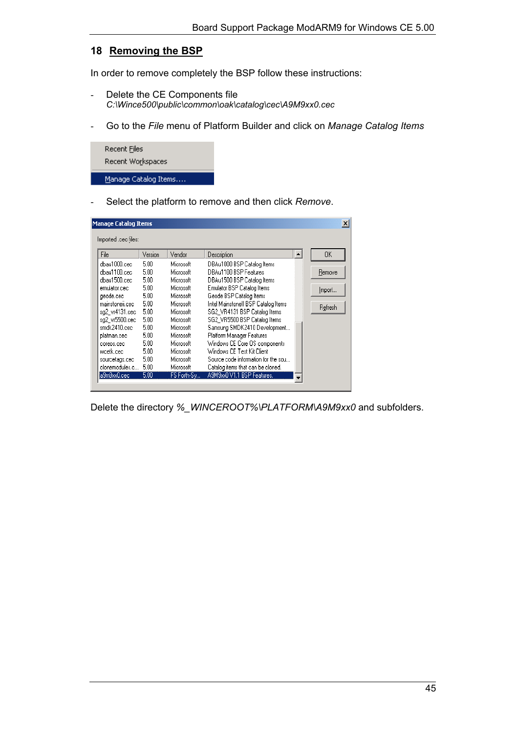## 18 Removing the BSP

In order to remove completely the BSP follow these instructions:

- Delete the CE Components file
  *C:\Wince500\public\common\oak\catalog\cec\A9M9xx0.cec*

- Go to the *File* menu of Platform Builder and click on *Manage Catalog Items*

- Select the platform to remove and then click *Remove*.

Delete the directory *%_WINCEROOT%\PLATFORM\A9M9xx0* and subfolders.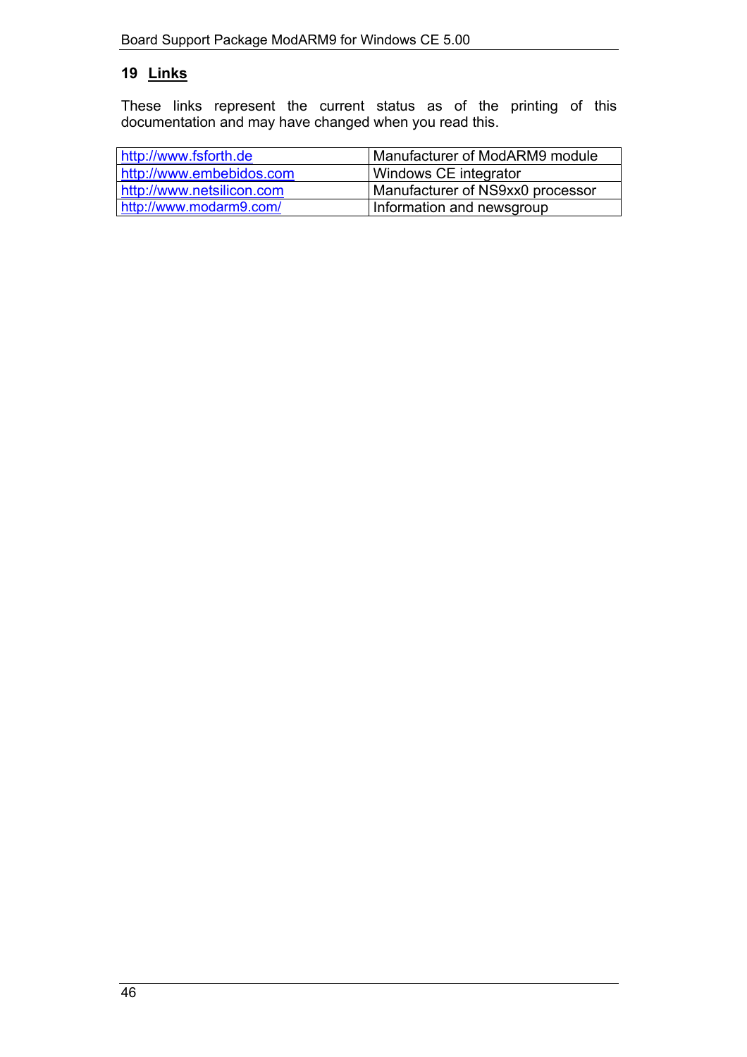# 19 Links

These links represent the current status as of the printing of this documentation and may have changed when you read this.

| | |
|---|---|
| http://www.fsforth.de | Manufacturer of ModARM9 module |
| http://www.embebidos.com | Windows CE integrator |
| http://www.netsilicon.com | Manufacturer of NS9xx0 processor |
| http://www.modarm9.com/ | Information and newsgroup |